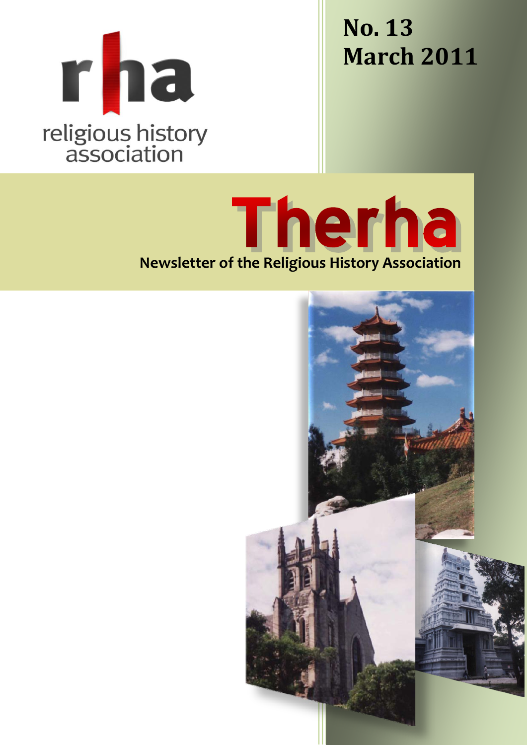rha

religious history association

**No. 13**
**March 2011**

# Therha

**Newsletter of the Religious History Association**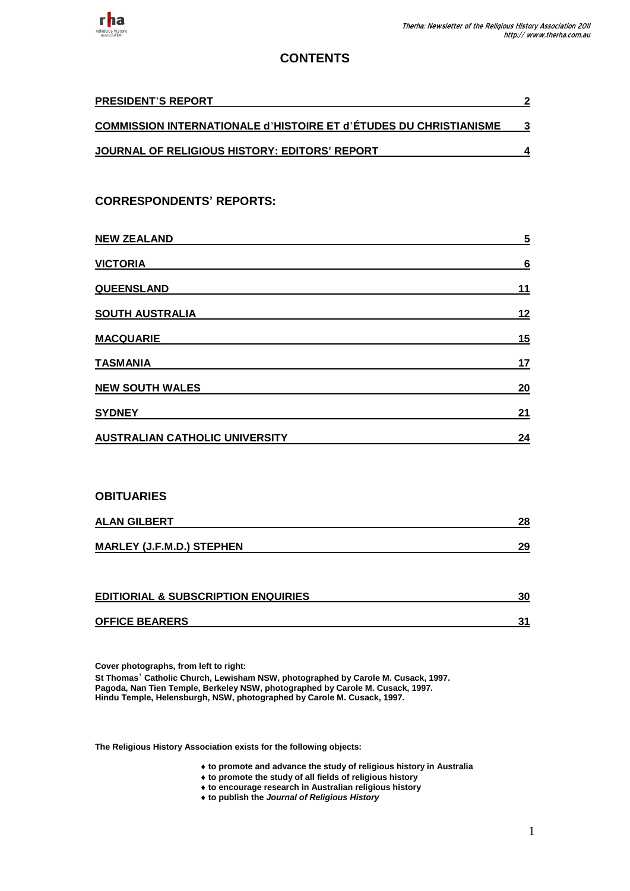# CONTENTS

| | |
|---|---|
| **PRESIDENT'S REPORT** | **2** |
| **COMMISSION INTERNATIONALE d'HISTOIRE ET d'ÉTUDES DU CHRISTIANISME** | **3** |
| **JOURNAL OF RELIGIOUS HISTORY: EDITORS' REPORT** | **4** |

## CORRESPONDENTS' REPORTS:

| | |
|---|---|
| **NEW ZEALAND** | **5** |
| **VICTORIA** | **6** |
| **QUEENSLAND** | **11** |
| **SOUTH AUSTRALIA** | **12** |
| **MACQUARIE** | **15** |
| **TASMANIA** | **17** |
| **NEW SOUTH WALES** | **20** |
| **SYDNEY** | **21** |
| **AUSTRALIAN CATHOLIC UNIVERSITY** | **24** |

## OBITUARIES

| | |
|---|---|
| **ALAN GILBERT** | **28** |
| **MARLEY (J.F.M.D.) STEPHEN** | **29** |

| | |
|---|---|
| **EDITIORIAL & SUBSCRIPTION ENQUIRIES** | **30** |
| **OFFICE BEARERS** | **31** |

**Cover photographs, from left to right:**
**St Thomas' Catholic Church, Lewisham NSW, photographed by Carole M. Cusack, 1997.**
**Pagoda, Nan Tien Temple, Berkeley NSW, photographed by Carole M. Cusack, 1997.**
**Hindu Temple, Helensburgh, NSW, photographed by Carole M. Cusack, 1997.**

**The Religious History Association exists for the following objects:**

- **to promote and advance the study of religious history in Australia**
- **to promote the study of all fields of religious history**
- **to encourage research in Australian religious history**
- **to publish the *Journal of Religious History***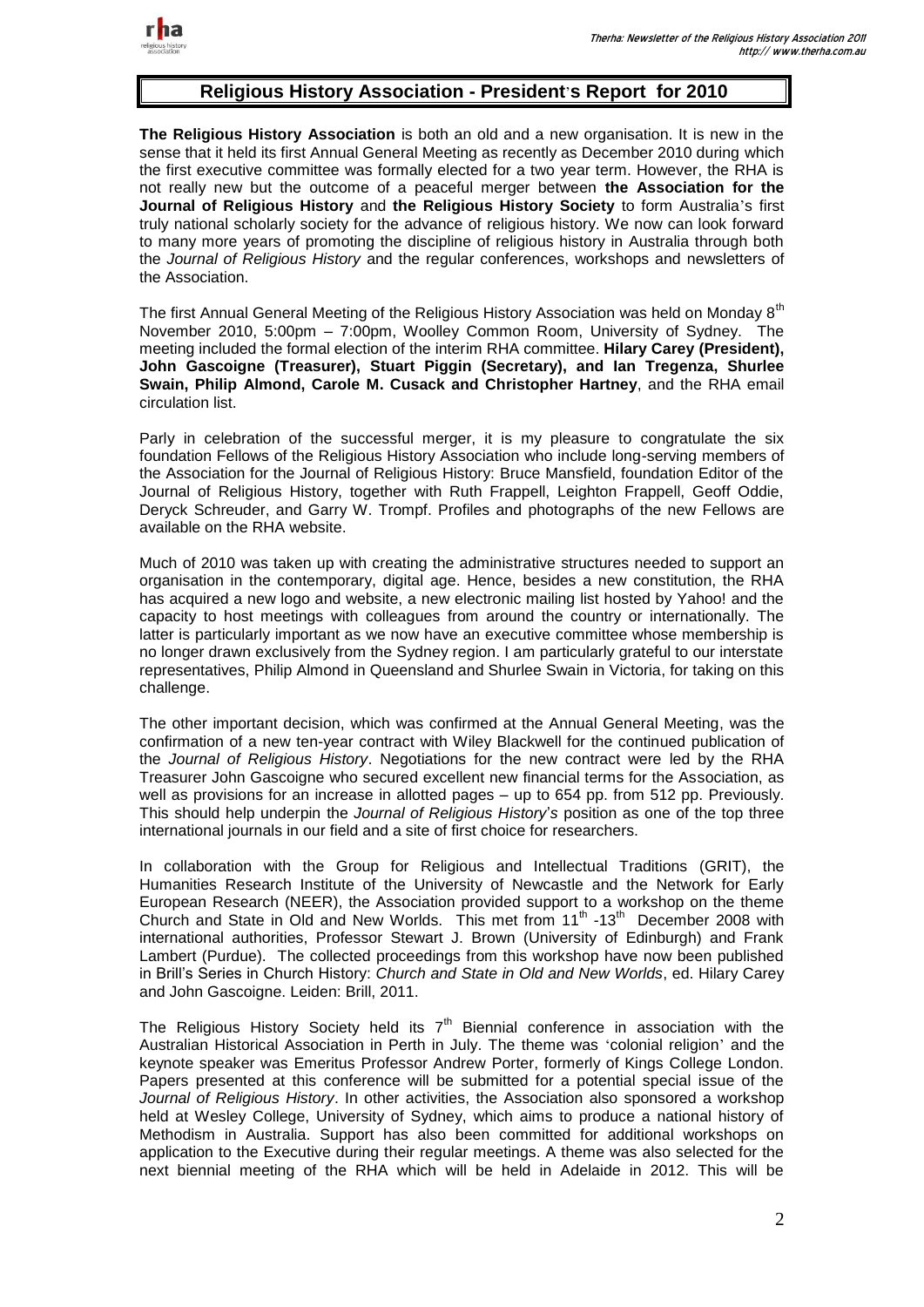## Religious History Association - President's Report for 2010

**The Religious History Association** is both an old and a new organisation. It is new in the sense that it held its first Annual General Meeting as recently as December 2010 during which the first executive committee was formally elected for a two year term. However, the RHA is not really new but the outcome of a peaceful merger between **the Association for the Journal of Religious History** and **the Religious History Society** to form Australia's first truly national scholarly society for the advance of religious history. We now can look forward to many more years of promoting the discipline of religious history in Australia through both the *Journal of Religious History* and the regular conferences, workshops and newsletters of the Association.

The first Annual General Meeting of the Religious History Association was held on Monday 8th November 2010, 5:00pm – 7:00pm, Woolley Common Room, University of Sydney. The meeting included the formal election of the interim RHA committee. **Hilary Carey (President), John Gascoigne (Treasurer), Stuart Piggin (Secretary), and Ian Tregenza, Shurlee Swain, Philip Almond, Carole M. Cusack and Christopher Hartney**, and the RHA email circulation list.

Parly in celebration of the successful merger, it is my pleasure to congratulate the six foundation Fellows of the Religious History Association who include long-serving members of the Association for the Journal of Religious History: Bruce Mansfield, foundation Editor of the Journal of Religious History, together with Ruth Frappell, Leighton Frappell, Geoff Oddie, Deryck Schreuder, and Garry W. Trompf. Profiles and photographs of the new Fellows are available on the RHA website.

Much of 2010 was taken up with creating the administrative structures needed to support an organisation in the contemporary, digital age. Hence, besides a new constitution, the RHA has acquired a new logo and website, a new electronic mailing list hosted by Yahoo! and the capacity to host meetings with colleagues from around the country or internationally. The latter is particularly important as we now have an executive committee whose membership is no longer drawn exclusively from the Sydney region. I am particularly grateful to our interstate representatives, Philip Almond in Queensland and Shurlee Swain in Victoria, for taking on this challenge.

The other important decision, which was confirmed at the Annual General Meeting, was the confirmation of a new ten-year contract with Wiley Blackwell for the continued publication of the *Journal of Religious History*. Negotiations for the new contract were led by the RHA Treasurer John Gascoigne who secured excellent new financial terms for the Association, as well as provisions for an increase in allotted pages – up to 654 pp. from 512 pp. Previously. This should help underpin the *Journal of Religious History*'s position as one of the top three international journals in our field and a site of first choice for researchers.

In collaboration with the Group for Religious and Intellectual Traditions (GRIT), the Humanities Research Institute of the University of Newcastle and the Network for Early European Research (NEER), the Association provided support to a workshop on the theme Church and State in Old and New Worlds. This met from 11th -13th December 2008 with international authorities, Professor Stewart J. Brown (University of Edinburgh) and Frank Lambert (Purdue). The collected proceedings from this workshop have now been published in Brill's Series in Church History: *Church and State in Old and New Worlds*, ed. Hilary Carey and John Gascoigne. Leiden: Brill, 2011.

The Religious History Society held its 7th Biennial conference in association with the Australian Historical Association in Perth in July. The theme was 'colonial religion' and the keynote speaker was Emeritus Professor Andrew Porter, formerly of Kings College London. Papers presented at this conference will be submitted for a potential special issue of the *Journal of Religious History*. In other activities, the Association also sponsored a workshop held at Wesley College, University of Sydney, which aims to produce a national history of Methodism in Australia. Support has also been committed for additional workshops on application to the Executive during their regular meetings. A theme was also selected for the next biennial meeting of the RHA which will be held in Adelaide in 2012. This will be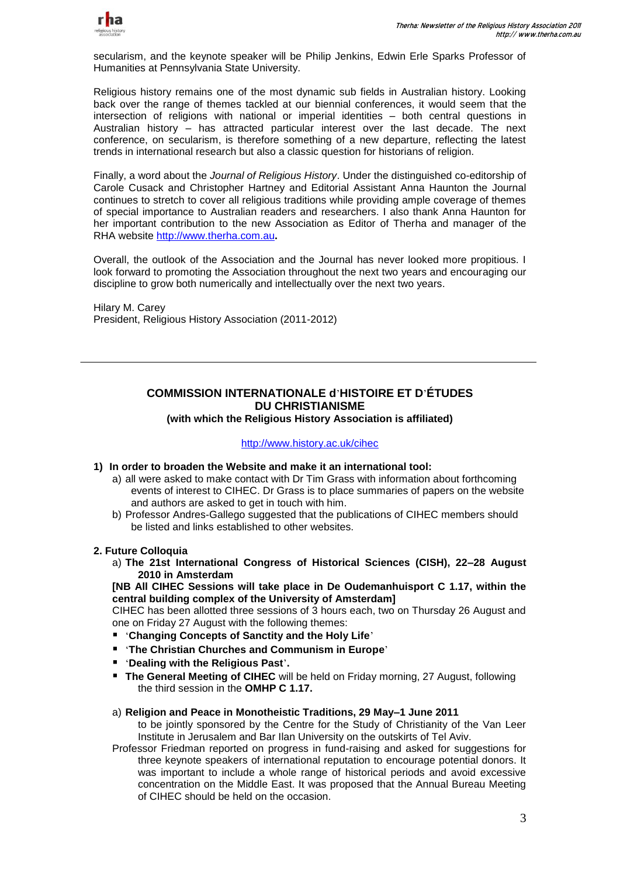secularism, and the keynote speaker will be Philip Jenkins, Edwin Erle Sparks Professor of Humanities at Pennsylvania State University.

Religious history remains one of the most dynamic sub fields in Australian history. Looking back over the range of themes tackled at our biennial conferences, it would seem that the intersection of religions with national or imperial identities – both central questions in Australian history – has attracted particular interest over the last decade. The next conference, on secularism, is therefore something of a new departure, reflecting the latest trends in international research but also a classic question for historians of religion.

Finally, a word about the *Journal of Religious History*. Under the distinguished co-editorship of Carole Cusack and Christopher Hartney and Editorial Assistant Anna Haunton the Journal continues to stretch to cover all religious traditions while providing ample coverage of themes of special importance to Australian readers and researchers. I also thank Anna Haunton for her important contribution to the new Association as Editor of Therha and manager of the RHA website http://www.therha.com.au**.**

Overall, the outlook of the Association and the Journal has never looked more propitious. I look forward to promoting the Association throughout the next two years and encouraging our discipline to grow both numerically and intellectually over the next two years.

Hilary M. Carey
President, Religious History Association (2011-2012)

---

## COMMISSION INTERNATIONALE d'HISTOIRE ET D'ÉTUDES DU CHRISTIANISME

**(with which the Religious History Association is affiliated)**

http://www.history.ac.uk/cihec

**1) In order to broaden the Website and make it an international tool:**

a) all were asked to make contact with Dr Tim Grass with information about forthcoming events of interest to CIHEC. Dr Grass is to place summaries of papers on the website and authors are asked to get in touch with him.

b) Professor Andres-Gallego suggested that the publications of CIHEC members should be listed and links established to other websites.

**2. Future Colloquia**

a) **The 21st International Congress of Historical Sciences (CISH), 22–28 August 2010 in Amsterdam**

**[NB All CIHEC Sessions will take place in De Oudemanhuisport C 1.17, within the central building complex of the University of Amsterdam]**

CIHEC has been allotted three sessions of 3 hours each, two on Thursday 26 August and one on Friday 27 August with the following themes:

- '**Changing Concepts of Sanctity and the Holy Life**'
- '**The Christian Churches and Communism in Europe**'
- '**Dealing with the Religious Past**'**.**
- **The General Meeting of CIHEC** will be held on Friday morning, 27 August, following the third session in the **OMHP C 1.17.**

a) **Religion and Peace in Monotheistic Traditions, 29 May–1 June 2011**

to be jointly sponsored by the Centre for the Study of Christianity of the Van Leer Institute in Jerusalem and Bar Ilan University on the outskirts of Tel Aviv.

Professor Friedman reported on progress in fund-raising and asked for suggestions for three keynote speakers of international reputation to encourage potential donors. It was important to include a whole range of historical periods and avoid excessive concentration on the Middle East. It was proposed that the Annual Bureau Meeting of CIHEC should be held on the occasion.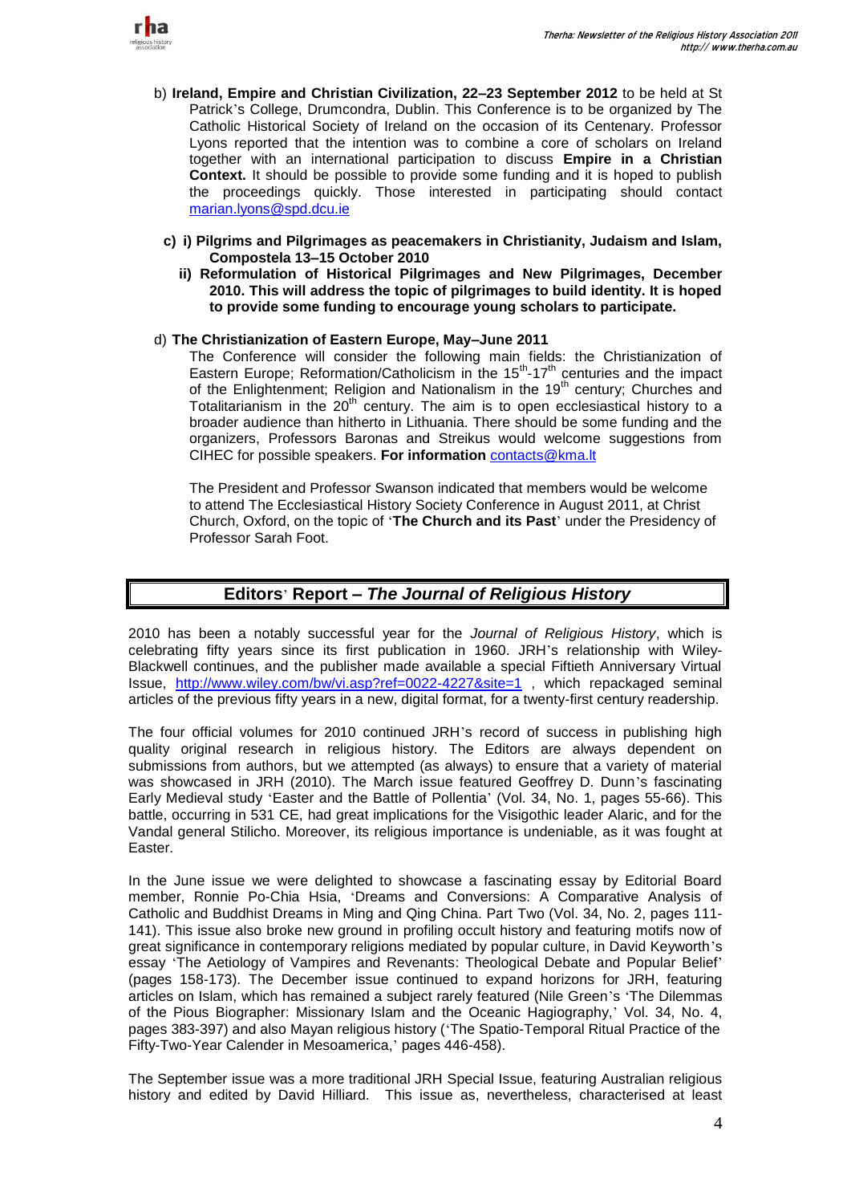b) **Ireland, Empire and Christian Civilization, 22–23 September 2012** to be held at St Patrick's College, Drumcondra, Dublin. This Conference is to be organized by The Catholic Historical Society of Ireland on the occasion of its Centenary. Professor Lyons reported that the intention was to combine a core of scholars on Ireland together with an international participation to discuss **Empire in a Christian Context.** It should be possible to provide some funding and it is hoped to publish the proceedings quickly. Those interested in participating should contact marian.lyons@spd.dcu.ie

**c) i) Pilgrims and Pilgrimages as peacemakers in Christianity, Judaism and Islam, Compostela 13–15 October 2010**

**ii) Reformulation of Historical Pilgrimages and New Pilgrimages, December 2010. This will address the topic of pilgrimages to build identity. It is hoped to provide some funding to encourage young scholars to participate.**

d) **The Christianization of Eastern Europe, May–June 2011**

The Conference will consider the following main fields: the Christianization of Eastern Europe; Reformation/Catholicism in the 15th-17th centuries and the impact of the Enlightenment; Religion and Nationalism in the 19th century; Churches and Totalitarianism in the 20th century. The aim is to open ecclesiastical history to a broader audience than hitherto in Lithuania. There should be some funding and the organizers, Professors Baronas and Streikus would welcome suggestions from CIHEC for possible speakers. **For information** contacts@kma.lt

The President and Professor Swanson indicated that members would be welcome to attend The Ecclesiastical History Society Conference in August 2011, at Christ Church, Oxford, on the topic of '**The Church and its Past**' under the Presidency of Professor Sarah Foot.

## Editors' Report – *The Journal of Religious History*

2010 has been a notably successful year for the *Journal of Religious History*, which is celebrating fifty years since its first publication in 1960. JRH's relationship with Wiley-Blackwell continues, and the publisher made available a special Fiftieth Anniversary Virtual Issue, http://www.wiley.com/bw/vi.asp?ref=0022-4227&site=1 , which repackaged seminal articles of the previous fifty years in a new, digital format, for a twenty-first century readership.

The four official volumes for 2010 continued JRH's record of success in publishing high quality original research in religious history. The Editors are always dependent on submissions from authors, but we attempted (as always) to ensure that a variety of material was showcased in JRH (2010). The March issue featured Geoffrey D. Dunn's fascinating Early Medieval study 'Easter and the Battle of Pollentia' (Vol. 34, No. 1, pages 55-66). This battle, occurring in 531 CE, had great implications for the Visigothic leader Alaric, and for the Vandal general Stilicho. Moreover, its religious importance is undeniable, as it was fought at Easter.

In the June issue we were delighted to showcase a fascinating essay by Editorial Board member, Ronnie Po-Chia Hsia, 'Dreams and Conversions: A Comparative Analysis of Catholic and Buddhist Dreams in Ming and Qing China. Part Two (Vol. 34, No. 2, pages 111-141). This issue also broke new ground in profiling occult history and featuring motifs now of great significance in contemporary religions mediated by popular culture, in David Keyworth's essay 'The Aetiology of Vampires and Revenants: Theological Debate and Popular Belief' (pages 158-173). The December issue continued to expand horizons for JRH, featuring articles on Islam, which has remained a subject rarely featured (Nile Green's 'The Dilemmas of the Pious Biographer: Missionary Islam and the Oceanic Hagiography,' Vol. 34, No. 4, pages 383-397) and also Mayan religious history ('The Spatio-Temporal Ritual Practice of the Fifty-Two-Year Calender in Mesoamerica,' pages 446-458).

The September issue was a more traditional JRH Special Issue, featuring Australian religious history and edited by David Hilliard. This issue as, nevertheless, characterised at least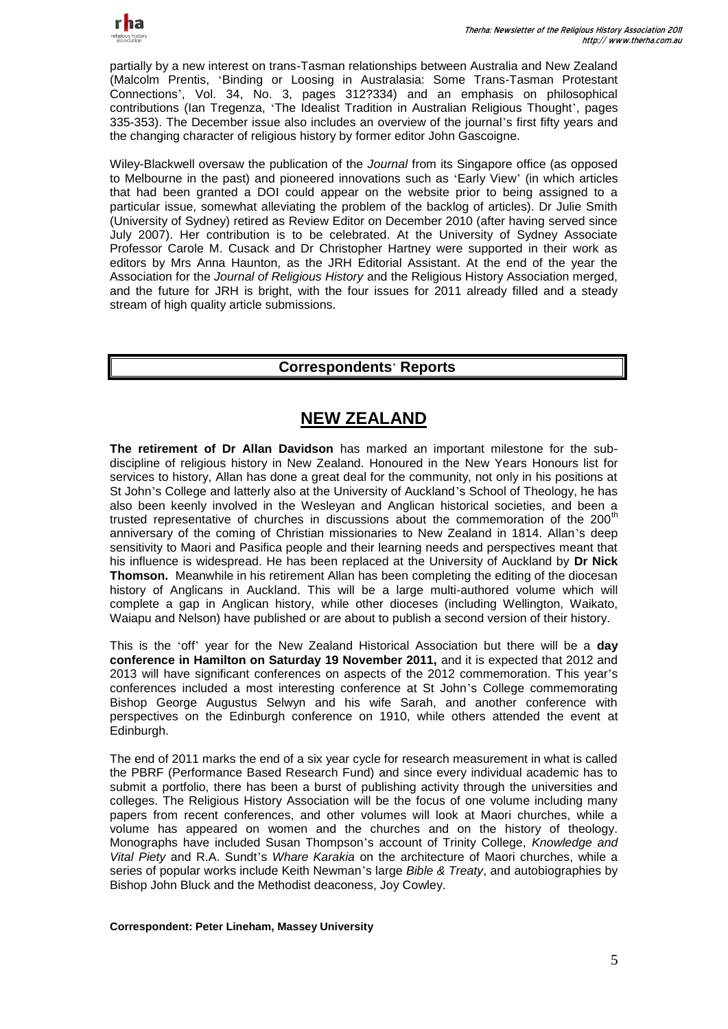partially by a new interest on trans-Tasman relationships between Australia and New Zealand (Malcolm Prentis, 'Binding or Loosing in Australasia: Some Trans-Tasman Protestant Connections', Vol. 34, No. 3, pages 312?334) and an emphasis on philosophical contributions (Ian Tregenza, 'The Idealist Tradition in Australian Religious Thought', pages 335-353). The December issue also includes an overview of the journal's first fifty years and the changing character of religious history by former editor John Gascoigne.

Wiley-Blackwell oversaw the publication of the *Journal* from its Singapore office (as opposed to Melbourne in the past) and pioneered innovations such as 'Early View' (in which articles that had been granted a DOI could appear on the website prior to being assigned to a particular issue, somewhat alleviating the problem of the backlog of articles). Dr Julie Smith (University of Sydney) retired as Review Editor on December 2010 (after having served since July 2007). Her contribution is to be celebrated. At the University of Sydney Associate Professor Carole M. Cusack and Dr Christopher Hartney were supported in their work as editors by Mrs Anna Haunton, as the JRH Editorial Assistant. At the end of the year the Association for the *Journal of Religious History* and the Religious History Association merged, and the future for JRH is bright, with the four issues for 2011 already filled and a steady stream of high quality article submissions.

## Correspondents' Reports

## NEW ZEALAND

**The retirement of Dr Allan Davidson** has marked an important milestone for the sub-discipline of religious history in New Zealand. Honoured in the New Years Honours list for services to history, Allan has done a great deal for the community, not only in his positions at St John's College and latterly also at the University of Auckland's School of Theology, he has also been keenly involved in the Wesleyan and Anglican historical societies, and been a trusted representative of churches in discussions about the commemoration of the 200th anniversary of the coming of Christian missionaries to New Zealand in 1814. Allan's deep sensitivity to Maori and Pasifica people and their learning needs and perspectives meant that his influence is widespread. He has been replaced at the University of Auckland by **Dr Nick Thomson.** Meanwhile in his retirement Allan has been completing the editing of the diocesan history of Anglicans in Auckland. This will be a large multi-authored volume which will complete a gap in Anglican history, while other dioceses (including Wellington, Waikato, Waiapu and Nelson) have published or are about to publish a second version of their history.

This is the 'off' year for the New Zealand Historical Association but there will be a **day conference in Hamilton on Saturday 19 November 2011,** and it is expected that 2012 and 2013 will have significant conferences on aspects of the 2012 commemoration. This year's conferences included a most interesting conference at St John's College commemorating Bishop George Augustus Selwyn and his wife Sarah, and another conference with perspectives on the Edinburgh conference on 1910, while others attended the event at Edinburgh.

The end of 2011 marks the end of a six year cycle for research measurement in what is called the PBRF (Performance Based Research Fund) and since every individual academic has to submit a portfolio, there has been a burst of publishing activity through the universities and colleges. The Religious History Association will be the focus of one volume including many papers from recent conferences, and other volumes will look at Maori churches, while a volume has appeared on women and the churches and on the history of theology. Monographs have included Susan Thompson's account of Trinity College, *Knowledge and Vital Piety* and R.A. Sundt's *Whare Karakia* on the architecture of Maori churches, while a series of popular works include Keith Newman's large *Bible & Treaty*, and autobiographies by Bishop John Bluck and the Methodist deaconess, Joy Cowley.

**Correspondent: Peter Lineham, Massey University**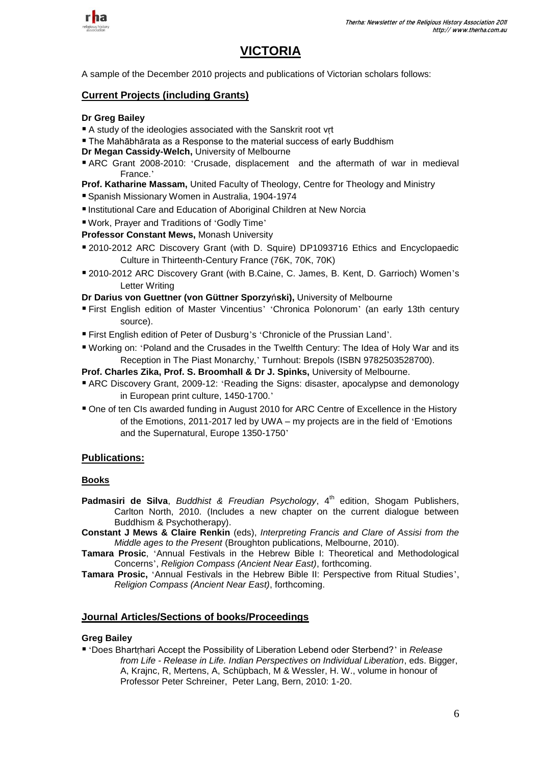# VICTORIA

A sample of the December 2010 projects and publications of Victorian scholars follows:

## Current Projects (including Grants)

**Dr Greg Bailey**

- A study of the ideologies associated with the Sanskrit root vṛt
- The Mahābhārata as a Response to the material success of early Buddhism

**Dr Megan Cassidy-Welch,** University of Melbourne

- ARC Grant 2008-2010: 'Crusade, displacement and the aftermath of war in medieval France.'

**Prof. Katharine Massam,** United Faculty of Theology, Centre for Theology and Ministry

- Spanish Missionary Women in Australia, 1904-1974
- Institutional Care and Education of Aboriginal Children at New Norcia
- Work, Prayer and Traditions of 'Godly Time'

**Professor Constant Mews,** Monash University

- 2010-2012 ARC Discovery Grant (with D. Squire) DP1093716 Ethics and Encyclopaedic Culture in Thirteenth-Century France (76K, 70K, 70K)
- 2010-2012 ARC Discovery Grant (with B.Caine, C. James, B. Kent, D. Garrioch) Women's Letter Writing

**Dr Darius von Guettner (von Güttner Sporzyński),** University of Melbourne

- First English edition of Master Vincentius' 'Chronica Polonorum' (an early 13th century source).
- First English edition of Peter of Dusburg's 'Chronicle of the Prussian Land'.
- Working on: 'Poland and the Crusades in the Twelfth Century: The Idea of Holy War and its Reception in The Piast Monarchy,' Turnhout: Brepols (ISBN 9782503528700).

**Prof. Charles Zika, Prof. S. Broomhall & Dr J. Spinks,** University of Melbourne.

- ARC Discovery Grant, 2009-12: 'Reading the Signs: disaster, apocalypse and demonology in European print culture, 1450-1700.'
- One of ten CIs awarded funding in August 2010 for ARC Centre of Excellence in the History of the Emotions, 2011-2017 led by UWA – my projects are in the field of 'Emotions and the Supernatural, Europe 1350-1750'

## Publications:

### Books

**Padmasiri de Silva**, *Buddhist & Freudian Psychology*, 4th edition, Shogam Publishers, Carlton North, 2010. (Includes a new chapter on the current dialogue between Buddhism & Psychotherapy).

**Constant J Mews & Claire Renkin** (eds), *Interpreting Francis and Clare of Assisi from the Middle ages to the Present* (Broughton publications, Melbourne, 2010).

**Tamara Prosic**, 'Annual Festivals in the Hebrew Bible I: Theoretical and Methodological Concerns', *Religion Compass (Ancient Near East)*, forthcoming.

**Tamara Prosic,** 'Annual Festivals in the Hebrew Bible II: Perspective from Ritual Studies', *Religion Compass (Ancient Near East)*, forthcoming.

### Journal Articles/Sections of books/Proceedings

**Greg Bailey**

- 'Does Bhartṛhari Accept the Possibility of Liberation Lebend oder Sterbend?' in *Release from Life - Release in Life. Indian Perspectives on Individual Liberation*, eds. Bigger, A, Krajnc, R, Mertens, A, Schüpbach, M & Wessler, H. W., volume in honour of Professor Peter Schreiner, Peter Lang, Bern, 2010: 1-20.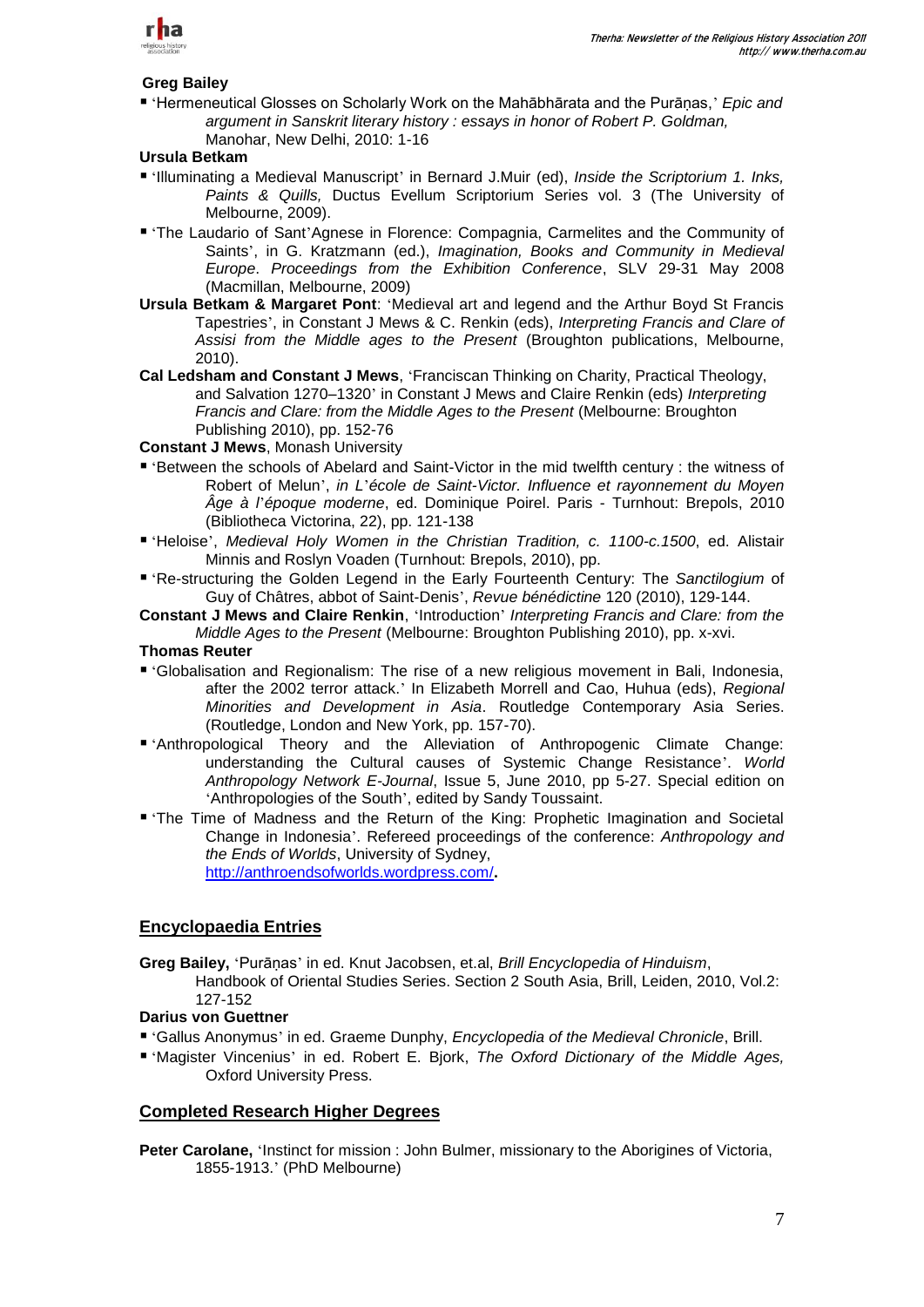**Greg Bailey**

- 'Hermeneutical Glosses on Scholarly Work on the Mahābhārata and the Purāṇas,' *Epic and argument in Sanskrit literary history : essays in honor of Robert P. Goldman,* Manohar, New Delhi, 2010: 1-16

**Ursula Betkam**

- 'Illuminating a Medieval Manuscript' in Bernard J.Muir (ed), *Inside the Scriptorium 1. Inks, Paints & Quills,* Ductus Evellum Scriptorium Series vol. 3 (The University of Melbourne, 2009).
- 'The Laudario of Sant'Agnese in Florence: Compagnia, Carmelites and the Community of Saints', in G. Kratzmann (ed.), *Imagination, Books and Community in Medieval Europe*. *Proceedings from the Exhibition Conference*, SLV 29-31 May 2008 (Macmillan, Melbourne, 2009)

**Ursula Betkam & Margaret Pont**: 'Medieval art and legend and the Arthur Boyd St Francis Tapestries', in Constant J Mews & C. Renkin (eds), *Interpreting Francis and Clare of Assisi from the Middle ages to the Present* (Broughton publications, Melbourne, 2010).

**Cal Ledsham and Constant J Mews**, 'Franciscan Thinking on Charity, Practical Theology, and Salvation 1270–1320' in Constant J Mews and Claire Renkin (eds) *Interpreting Francis and Clare: from the Middle Ages to the Present* (Melbourne: Broughton Publishing 2010), pp. 152-76

**Constant J Mews**, Monash University

- 'Between the schools of Abelard and Saint-Victor in the mid twelfth century : the witness of Robert of Melun', *in L'école de Saint-Victor. Influence et rayonnement du Moyen Âge à l'époque moderne*, ed. Dominique Poirel. Paris - Turnhout: Brepols, 2010 (Bibliotheca Victorina, 22), pp. 121-138
- 'Heloise', *Medieval Holy Women in the Christian Tradition, c. 1100-c.1500*, ed. Alistair Minnis and Roslyn Voaden (Turnhout: Brepols, 2010), pp.
- 'Re-structuring the Golden Legend in the Early Fourteenth Century: The *Sanctilogium* of Guy of Châtres, abbot of Saint-Denis', *Revue bénédictine* 120 (2010), 129-144.

**Constant J Mews and Claire Renkin**, 'Introduction' *Interpreting Francis and Clare: from the Middle Ages to the Present* (Melbourne: Broughton Publishing 2010), pp. x-xvi.

**Thomas Reuter**

- 'Globalisation and Regionalism: The rise of a new religious movement in Bali, Indonesia, after the 2002 terror attack.' In Elizabeth Morrell and Cao, Huhua (eds), *Regional Minorities and Development in Asia*. Routledge Contemporary Asia Series. (Routledge, London and New York, pp. 157-70).
- 'Anthropological Theory and the Alleviation of Anthropogenic Climate Change: understanding the Cultural causes of Systemic Change Resistance'. *World Anthropology Network E-Journal*, Issue 5, June 2010, pp 5-27. Special edition on 'Anthropologies of the South', edited by Sandy Toussaint.
- 'The Time of Madness and the Return of the King: Prophetic Imagination and Societal Change in Indonesia'. Refereed proceedings of the conference: *Anthropology and the Ends of Worlds*, University of Sydney, http://anthroendsofworlds.wordpress.com/.

## Encyclopaedia Entries

**Greg Bailey,** 'Purāṇas' in ed. Knut Jacobsen, et.al, *Brill Encyclopedia of Hinduism*, Handbook of Oriental Studies Series. Section 2 South Asia, Brill, Leiden, 2010, Vol.2: 127-152

**Darius von Guettner**

- 'Gallus Anonymus' in ed. Graeme Dunphy, *Encyclopedia of the Medieval Chronicle*, Brill.
- 'Magister Vincenius' in ed. Robert E. Bjork, *The Oxford Dictionary of the Middle Ages,* Oxford University Press.

## Completed Research Higher Degrees

**Peter Carolane,** 'Instinct for mission : John Bulmer, missionary to the Aborigines of Victoria, 1855-1913.' (PhD Melbourne)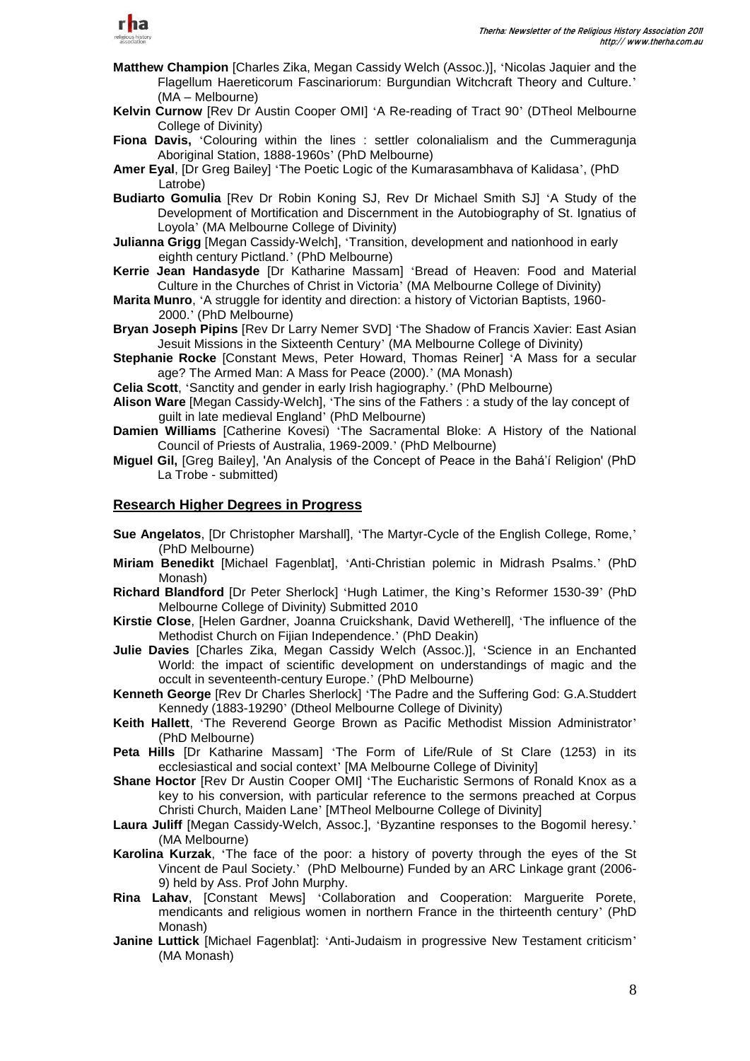**Matthew Champion** [Charles Zika, Megan Cassidy Welch (Assoc.)], 'Nicolas Jaquier and the Flagellum Haereticorum Fascinariorum: Burgundian Witchcraft Theory and Culture.' (MA – Melbourne)

**Kelvin Curnow** [Rev Dr Austin Cooper OMI] 'A Re-reading of Tract 90' (DTheol Melbourne College of Divinity)

**Fiona Davis,** 'Colouring within the lines : settler colonalialism and the Cummeragunja Aboriginal Station, 1888-1960s' (PhD Melbourne)

**Amer Eyal**, [Dr Greg Bailey] 'The Poetic Logic of the Kumarasambhava of Kalidasa', (PhD Latrobe)

**Budiarto Gomulia** [Rev Dr Robin Koning SJ, Rev Dr Michael Smith SJ] 'A Study of the Development of Mortification and Discernment in the Autobiography of St. Ignatius of Loyola' (MA Melbourne College of Divinity)

**Julianna Grigg** [Megan Cassidy-Welch], 'Transition, development and nationhood in early eighth century Pictland.' (PhD Melbourne)

**Kerrie Jean Handasyde** [Dr Katharine Massam] 'Bread of Heaven: Food and Material Culture in the Churches of Christ in Victoria' (MA Melbourne College of Divinity)

**Marita Munro**, 'A struggle for identity and direction: a history of Victorian Baptists, 1960-2000.' (PhD Melbourne)

**Bryan Joseph Pipins** [Rev Dr Larry Nemer SVD] 'The Shadow of Francis Xavier: East Asian Jesuit Missions in the Sixteenth Century' (MA Melbourne College of Divinity)

**Stephanie Rocke** [Constant Mews, Peter Howard, Thomas Reiner] 'A Mass for a secular age? The Armed Man: A Mass for Peace (2000).' (MA Monash)

**Celia Scott**, 'Sanctity and gender in early Irish hagiography.' (PhD Melbourne)

**Alison Ware** [Megan Cassidy-Welch], 'The sins of the Fathers : a study of the lay concept of guilt in late medieval England' (PhD Melbourne)

**Damien Williams** [Catherine Kovesi] 'The Sacramental Bloke: A History of the National Council of Priests of Australia, 1969-2009.' (PhD Melbourne)

**Miguel Gil,** [Greg Bailey], 'An Analysis of the Concept of Peace in the Bahá'í Religion' (PhD La Trobe - submitted)

## Research Higher Degrees in Progress

**Sue Angelatos**, [Dr Christopher Marshall], 'The Martyr-Cycle of the English College, Rome,' (PhD Melbourne)

**Miriam Benedikt** [Michael Fagenblat], 'Anti-Christian polemic in Midrash Psalms.' (PhD Monash)

**Richard Blandford** [Dr Peter Sherlock] 'Hugh Latimer, the King's Reformer 1530-39' (PhD Melbourne College of Divinity) Submitted 2010

**Kirstie Close**, [Helen Gardner, Joanna Cruickshank, David Wetherell], 'The influence of the Methodist Church on Fijian Independence.' (PhD Deakin)

**Julie Davies** [Charles Zika, Megan Cassidy Welch (Assoc.)], 'Science in an Enchanted World: the impact of scientific development on understandings of magic and the occult in seventeenth-century Europe.' (PhD Melbourne)

**Kenneth George** [Rev Dr Charles Sherlock] 'The Padre and the Suffering God: G.A.Studdert Kennedy (1883-19290' (Dtheol Melbourne College of Divinity)

**Keith Hallett**, 'The Reverend George Brown as Pacific Methodist Mission Administrator' (PhD Melbourne)

**Peta Hills** [Dr Katharine Massam] 'The Form of Life/Rule of St Clare (1253) in its ecclesiastical and social context' [MA Melbourne College of Divinity]

**Shane Hoctor** [Rev Dr Austin Cooper OMI] 'The Eucharistic Sermons of Ronald Knox as a key to his conversion, with particular reference to the sermons preached at Corpus Christi Church, Maiden Lane' [MTheol Melbourne College of Divinity]

**Laura Juliff** [Megan Cassidy-Welch, Assoc.], 'Byzantine responses to the Bogomil heresy.' (MA Melbourne)

**Karolina Kurzak**, 'The face of the poor: a history of poverty through the eyes of the St Vincent de Paul Society.' (PhD Melbourne) Funded by an ARC Linkage grant (2006-9) held by Ass. Prof John Murphy.

**Rina Lahav**, [Constant Mews] 'Collaboration and Cooperation: Marguerite Porete, mendicants and religious women in northern France in the thirteenth century' (PhD Monash)

**Janine Luttick** [Michael Fagenblat]: 'Anti-Judaism in progressive New Testament criticism' (MA Monash)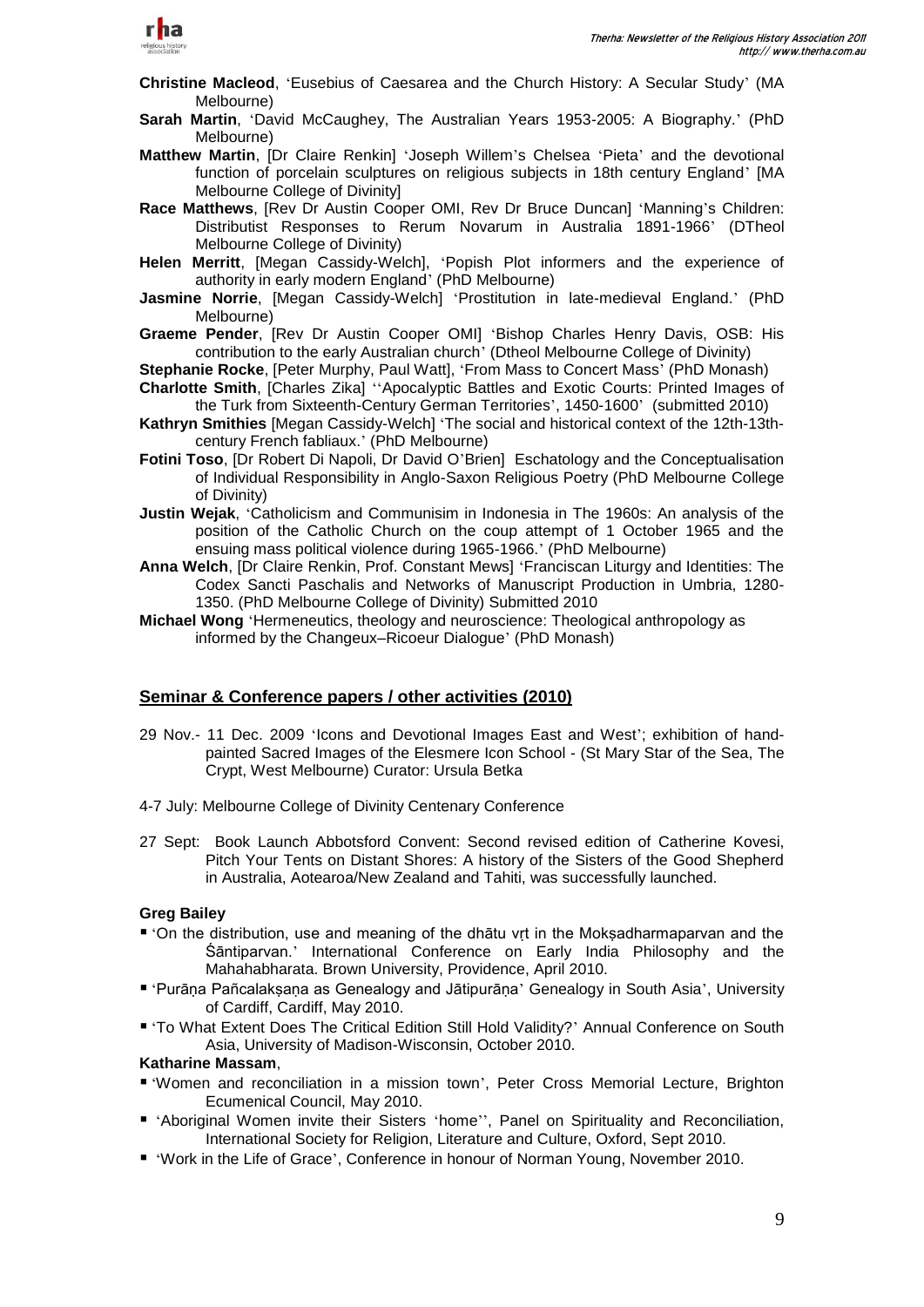**Christine Macleod**, 'Eusebius of Caesarea and the Church History: A Secular Study' (MA Melbourne)

**Sarah Martin**, 'David McCaughey, The Australian Years 1953-2005: A Biography.' (PhD Melbourne)

**Matthew Martin**, [Dr Claire Renkin] 'Joseph Willem's Chelsea 'Pieta' and the devotional function of porcelain sculptures on religious subjects in 18th century England' [MA Melbourne College of Divinity]

**Race Matthews**, [Rev Dr Austin Cooper OMI, Rev Dr Bruce Duncan] 'Manning's Children: Distributist Responses to Rerum Novarum in Australia 1891-1966' (DTheol Melbourne College of Divinity)

**Helen Merritt**, [Megan Cassidy-Welch], 'Popish Plot informers and the experience of authority in early modern England' (PhD Melbourne)

**Jasmine Norrie**, [Megan Cassidy-Welch] 'Prostitution in late-medieval England.' (PhD Melbourne)

**Graeme Pender**, [Rev Dr Austin Cooper OMI] 'Bishop Charles Henry Davis, OSB: His contribution to the early Australian church' (Dtheol Melbourne College of Divinity)

**Stephanie Rocke**, [Peter Murphy, Paul Watt], 'From Mass to Concert Mass' (PhD Monash)

**Charlotte Smith**, [Charles Zika] ''Apocalyptic Battles and Exotic Courts: Printed Images of the Turk from Sixteenth-Century German Territories', 1450-1600' (submitted 2010)

**Kathryn Smithies** [Megan Cassidy-Welch] 'The social and historical context of the 12th-13th-century French fabliaux.' (PhD Melbourne)

**Fotini Toso**, [Dr Robert Di Napoli, Dr David O'Brien] Eschatology and the Conceptualisation of Individual Responsibility in Anglo-Saxon Religious Poetry (PhD Melbourne College of Divinity)

**Justin Wejak**, 'Catholicism and Communisim in Indonesia in The 1960s: An analysis of the position of the Catholic Church on the coup attempt of 1 October 1965 and the ensuing mass political violence during 1965-1966.' (PhD Melbourne)

**Anna Welch**, [Dr Claire Renkin, Prof. Constant Mews] 'Franciscan Liturgy and Identities: The Codex Sancti Paschalis and Networks of Manuscript Production in Umbria, 1280-1350. (PhD Melbourne College of Divinity) Submitted 2010

**Michael Wong** 'Hermeneutics, theology and neuroscience: Theological anthropology as informed by the Changeux–Ricoeur Dialogue' (PhD Monash)

## Seminar & Conference papers / other activities (2010)

29 Nov.- 11 Dec. 2009 'Icons and Devotional Images East and West'; exhibition of hand-painted Sacred Images of the Elesmere Icon School - (St Mary Star of the Sea, The Crypt, West Melbourne) Curator: Ursula Betka

4-7 July: Melbourne College of Divinity Centenary Conference

27 Sept: Book Launch Abbotsford Convent: Second revised edition of Catherine Kovesi, Pitch Your Tents on Distant Shores: A history of the Sisters of the Good Shepherd in Australia, Aotearoa/New Zealand and Tahiti, was successfully launched.

**Greg Bailey**

- 'On the distribution, use and meaning of the dhātu vṛt in the Mokṣadharmaparvan and the Śāntiparvan.' International Conference on Early India Philosophy and the Mahahabharata. Brown University, Providence, April 2010.
- 'Purāṇa Pañcalakṣaṇa as Genealogy and Jātipurāṇa' Genealogy in South Asia', University of Cardiff, Cardiff, May 2010.
- 'To What Extent Does The Critical Edition Still Hold Validity?' Annual Conference on South Asia, University of Madison-Wisconsin, October 2010.

**Katharine Massam**,

- 'Women and reconciliation in a mission town', Peter Cross Memorial Lecture, Brighton Ecumenical Council, May 2010.
- 'Aboriginal Women invite their Sisters 'home'', Panel on Spirituality and Reconciliation, International Society for Religion, Literature and Culture, Oxford, Sept 2010.
- 'Work in the Life of Grace', Conference in honour of Norman Young, November 2010.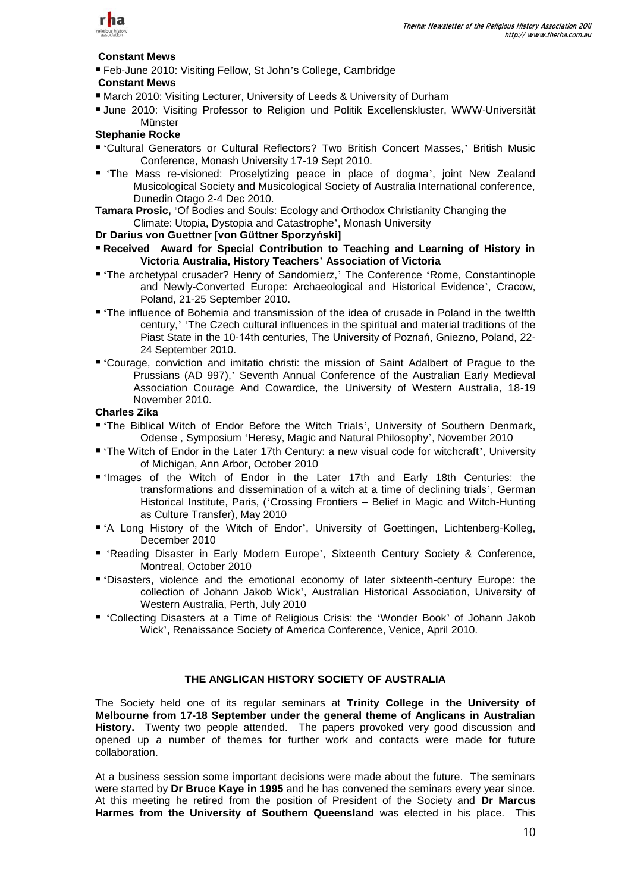**Constant Mews**

- Feb-June 2010: Visiting Fellow, St John's College, Cambridge

**Constant Mews**

- March 2010: Visiting Lecturer, University of Leeds & University of Durham
- June 2010: Visiting Professor to Religion und Politik Excellenskluster, WWW-Universität Münster

**Stephanie Rocke**

- 'Cultural Generators or Cultural Reflectors? Two British Concert Masses,' British Music Conference, Monash University 17-19 Sept 2010.
- 'The Mass re-visioned: Proselytizing peace in place of dogma', joint New Zealand Musicological Society and Musicological Society of Australia International conference, Dunedin Otago 2-4 Dec 2010.

**Tamara Prosic,** 'Of Bodies and Souls: Ecology and Orthodox Christianity Changing the Climate: Utopia, Dystopia and Catastrophe', Monash University

**Dr Darius von Guettner [von Güttner Sporzyński]**

- **Received Award for Special Contribution to Teaching and Learning of History in Victoria Australia, History Teachers' Association of Victoria**
- 'The archetypal crusader? Henry of Sandomierz,' The Conference 'Rome, Constantinople and Newly-Converted Europe: Archaeological and Historical Evidence', Cracow, Poland, 21-25 September 2010.
- 'The influence of Bohemia and transmission of the idea of crusade in Poland in the twelfth century,' 'The Czech cultural influences in the spiritual and material traditions of the Piast State in the 10-14th centuries, The University of Poznań, Gniezno, Poland, 22-24 September 2010.
- 'Courage, conviction and imitatio christi: the mission of Saint Adalbert of Prague to the Prussians (AD 997),' Seventh Annual Conference of the Australian Early Medieval Association Courage And Cowardice, the University of Western Australia, 18-19 November 2010.

**Charles Zika**

- 'The Biblical Witch of Endor Before the Witch Trials', University of Southern Denmark, Odense , Symposium 'Heresy, Magic and Natural Philosophy', November 2010
- 'The Witch of Endor in the Later 17th Century: a new visual code for witchcraft', University of Michigan, Ann Arbor, October 2010
- 'Images of the Witch of Endor in the Later 17th and Early 18th Centuries: the transformations and dissemination of a witch at a time of declining trials', German Historical Institute, Paris, ('Crossing Frontiers – Belief in Magic and Witch-Hunting as Culture Transfer), May 2010
- 'A Long History of the Witch of Endor', University of Goettingen, Lichtenberg-Kolleg, December 2010
- 'Reading Disaster in Early Modern Europe', Sixteenth Century Society & Conference, Montreal, October 2010
- 'Disasters, violence and the emotional economy of later sixteenth-century Europe: the collection of Johann Jakob Wick', Australian Historical Association, University of Western Australia, Perth, July 2010
- 'Collecting Disasters at a Time of Religious Crisis: the 'Wonder Book' of Johann Jakob Wick', Renaissance Society of America Conference, Venice, April 2010.

## THE ANGLICAN HISTORY SOCIETY OF AUSTRALIA

The Society held one of its regular seminars at **Trinity College in the University of Melbourne from 17-18 September under the general theme of Anglicans in Australian History.** Twenty two people attended. The papers provoked very good discussion and opened up a number of themes for further work and contacts were made for future collaboration.

At a business session some important decisions were made about the future. The seminars were started by **Dr Bruce Kaye in 1995** and he has convened the seminars every year since. At this meeting he retired from the position of President of the Society and **Dr Marcus Harmes from the University of Southern Queensland** was elected in his place. This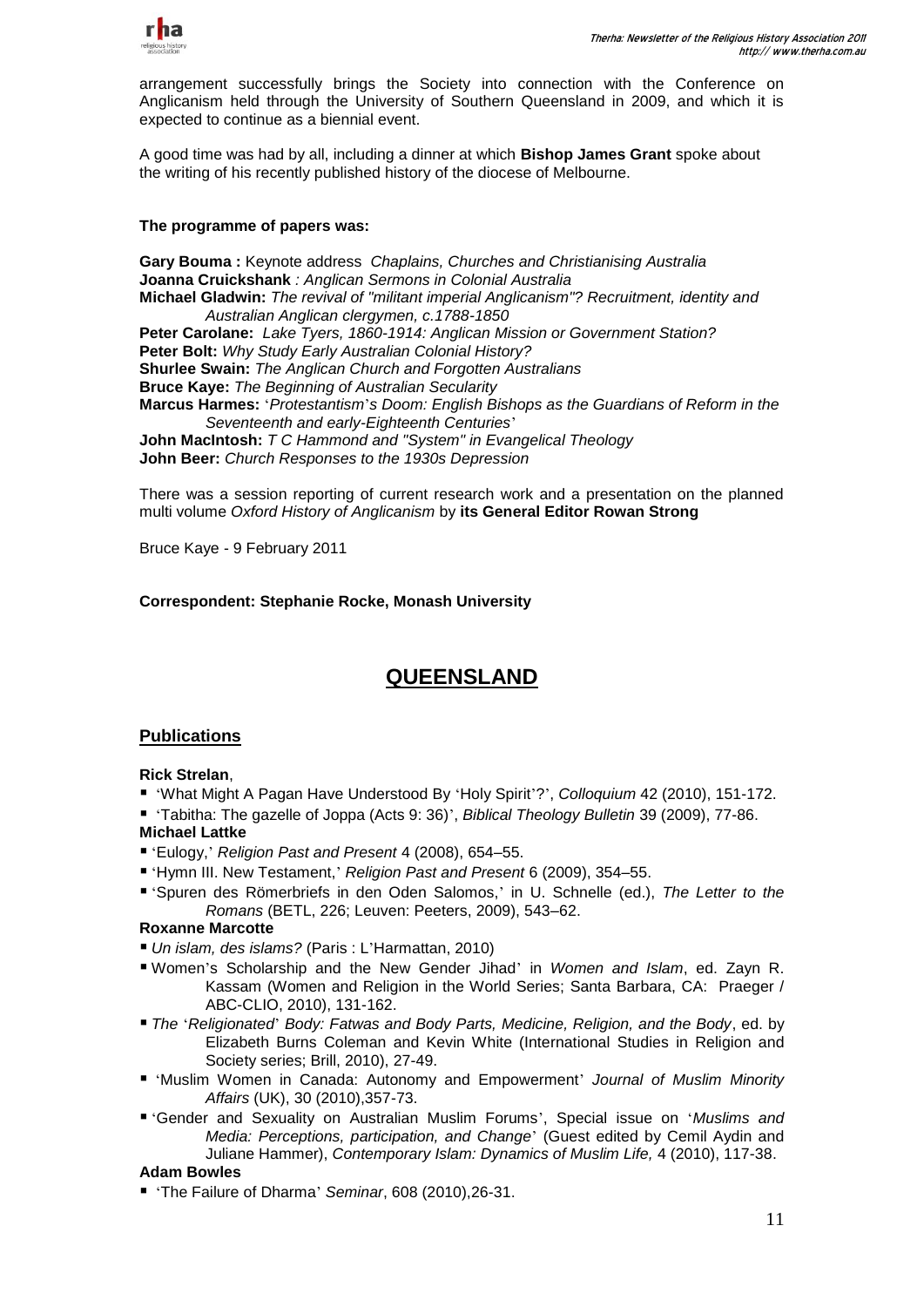arrangement successfully brings the Society into connection with the Conference on Anglicanism held through the University of Southern Queensland in 2009, and which it is expected to continue as a biennial event.

A good time was had by all, including a dinner at which **Bishop James Grant** spoke about the writing of his recently published history of the diocese of Melbourne.

**The programme of papers was:**

**Gary Bouma :** Keynote address *Chaplains, Churches and Christianising Australia*
**Joanna Cruickshank** *: Anglican Sermons in Colonial Australia*
**Michael Gladwin:** *The revival of "militant imperial Anglicanism"? Recruitment, identity and Australian Anglican clergymen, c.1788-1850*
**Peter Carolane:** *Lake Tyers, 1860-1914: Anglican Mission or Government Station?*
**Peter Bolt:** *Why Study Early Australian Colonial History?*
**Shurlee Swain:** *The Anglican Church and Forgotten Australians*
**Bruce Kaye:** *The Beginning of Australian Secularity*
**Marcus Harmes:** '*Protestantism*'*s Doom: English Bishops as the Guardians of Reform in the Seventeenth and early-Eighteenth Centuries*'
**John MacIntosh:** *T C Hammond and "System" in Evangelical Theology*
**John Beer:** *Church Responses to the 1930s Depression*

There was a session reporting of current research work and a presentation on the planned multi volume *Oxford History of Anglicanism* by **its General Editor Rowan Strong**

Bruce Kaye - 9 February 2011

**Correspondent: Stephanie Rocke, Monash University**

# QUEENSLAND

## Publications

**Rick Strelan**,

- 'What Might A Pagan Have Understood By 'Holy Spirit'?', *Colloquium* 42 (2010), 151-172.
- 'Tabitha: The gazelle of Joppa (Acts 9: 36)', *Biblical Theology Bulletin* 39 (2009), 77-86.

**Michael Lattke**

- 'Eulogy,' *Religion Past and Present* 4 (2008), 654–55.
- 'Hymn III. New Testament,' *Religion Past and Present* 6 (2009), 354–55.
- 'Spuren des Römerbriefs in den Oden Salomos,' in U. Schnelle (ed.), *The Letter to the Romans* (BETL, 226; Leuven: Peeters, 2009), 543–62.

**Roxanne Marcotte**

- *Un islam, des islams?* (Paris : L'Harmattan, 2010)
- Women's Scholarship and the New Gender Jihad' in *Women and Islam*, ed. Zayn R. Kassam (Women and Religion in the World Series; Santa Barbara, CA: Praeger / ABC-CLIO, 2010), 131-162.
- *The* '*Religionated*' *Body: Fatwas and Body Parts, Medicine, Religion, and the Body*, ed. by Elizabeth Burns Coleman and Kevin White (International Studies in Religion and Society series; Brill, 2010), 27-49.
- 'Muslim Women in Canada: Autonomy and Empowerment' *Journal of Muslim Minority Affairs* (UK), 30 (2010),357-73.
- 'Gender and Sexuality on Australian Muslim Forums', Special issue on '*Muslims and Media: Perceptions, participation, and Change*' (Guest edited by Cemil Aydin and Juliane Hammer), *Contemporary Islam: Dynamics of Muslim Life,* 4 (2010), 117-38.

**Adam Bowles**

- 'The Failure of Dharma' *Seminar*, 608 (2010),26-31.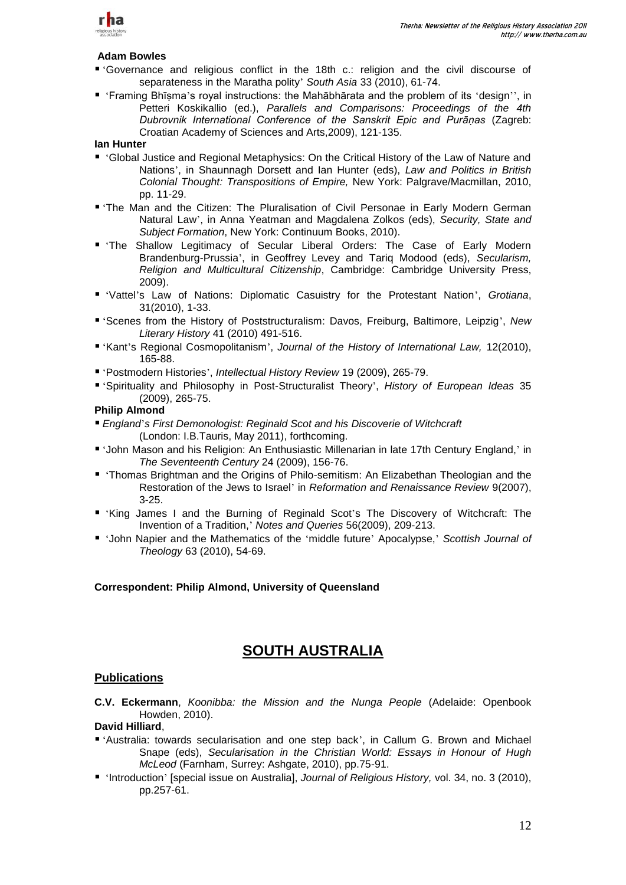**Adam Bowles**

- 'Governance and religious conflict in the 18th c.: religion and the civil discourse of separateness in the Maratha polity' *South Asia* 33 (2010), 61-74.
- 'Framing Bhīṣma's royal instructions: the Mahābhārata and the problem of its 'design'', in Petteri Koskikallio (ed.), *Parallels and Comparisons: Proceedings of the 4th Dubrovnik International Conference of the Sanskrit Epic and Purāṇas* (Zagreb: Croatian Academy of Sciences and Arts,2009), 121-135.

**Ian Hunter**

- 'Global Justice and Regional Metaphysics: On the Critical History of the Law of Nature and Nations', in Shaunnagh Dorsett and Ian Hunter (eds), *Law and Politics in British Colonial Thought: Transpositions of Empire,* New York: Palgrave/Macmillan, 2010, pp. 11-29.
- 'The Man and the Citizen: The Pluralisation of Civil Personae in Early Modern German Natural Law', in Anna Yeatman and Magdalena Zolkos (eds), *Security, State and Subject Formation*, New York: Continuum Books, 2010).
- 'The Shallow Legitimacy of Secular Liberal Orders: The Case of Early Modern Brandenburg-Prussia', in Geoffrey Levey and Tariq Modood (eds), *Secularism, Religion and Multicultural Citizenship*, Cambridge: Cambridge University Press, 2009).
- 'Vattel's Law of Nations: Diplomatic Casuistry for the Protestant Nation', *Grotiana*, 31(2010), 1-33.
- 'Scenes from the History of Poststructuralism: Davos, Freiburg, Baltimore, Leipzig', *New Literary History* 41 (2010) 491-516.
- 'Kant's Regional Cosmopolitanism', *Journal of the History of International Law,* 12(2010), 165-88.
- 'Postmodern Histories', *Intellectual History Review* 19 (2009), 265-79.
- 'Spirituality and Philosophy in Post-Structuralist Theory', *History of European Ideas* 35 (2009), 265-75.

**Philip Almond**

- *England's First Demonologist: Reginald Scot and his Discoverie of Witchcraft* (London: I.B.Tauris, May 2011), forthcoming.
- 'John Mason and his Religion: An Enthusiastic Millenarian in late 17th Century England,' in *The Seventeenth Century* 24 (2009), 156-76.
- 'Thomas Brightman and the Origins of Philo-semitism: An Elizabethan Theologian and the Restoration of the Jews to Israel' in *Reformation and Renaissance Review* 9(2007), 3-25.
- 'King James I and the Burning of Reginald Scot's The Discovery of Witchcraft: The Invention of a Tradition,' *Notes and Queries* 56(2009), 209-213.
- 'John Napier and the Mathematics of the 'middle future' Apocalypse,' *Scottish Journal of Theology* 63 (2010), 54-69.

**Correspondent: Philip Almond, University of Queensland**

# SOUTH AUSTRALIA

## Publications

**C.V. Eckermann**, *Koonibba: the Mission and the Nunga People* (Adelaide: Openbook Howden, 2010).

**David Hilliard**,

- 'Australia: towards secularisation and one step back', in Callum G. Brown and Michael Snape (eds), *Secularisation in the Christian World: Essays in Honour of Hugh McLeod* (Farnham, Surrey: Ashgate, 2010), pp.75-91.
- 'Introduction' [special issue on Australia], *Journal of Religious History,* vol. 34, no. 3 (2010), pp.257-61.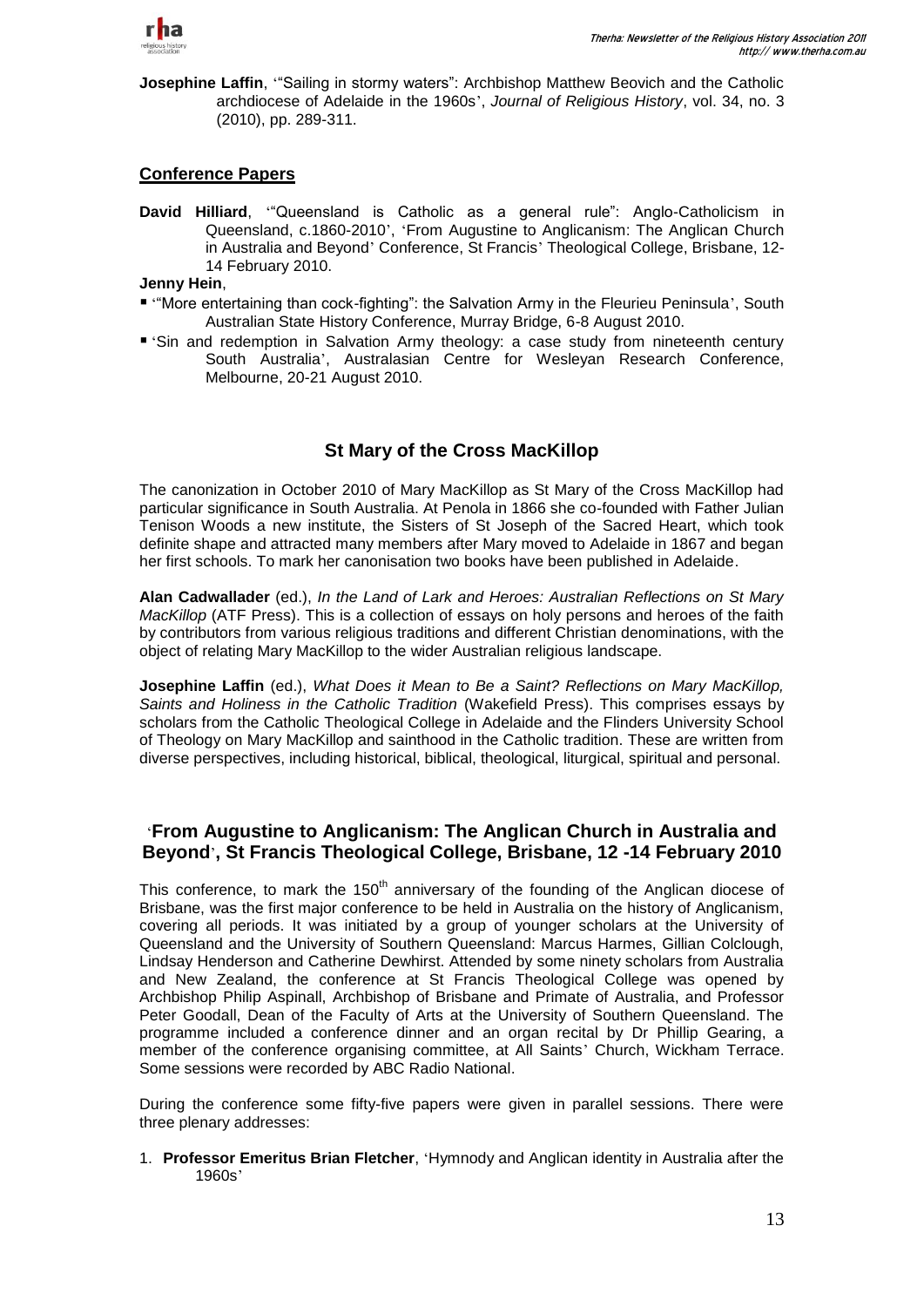**Josephine Laffin**, '"Sailing in stormy waters": Archbishop Matthew Beovich and the Catholic archdiocese of Adelaide in the 1960s', *Journal of Religious History*, vol. 34, no. 3 (2010), pp. 289-311.

### Conference Papers

**David Hilliard**, '"Queensland is Catholic as a general rule": Anglo-Catholicism in Queensland, c.1860-2010', 'From Augustine to Anglicanism: The Anglican Church in Australia and Beyond' Conference, St Francis' Theological College, Brisbane, 12-14 February 2010.

**Jenny Hein**,

- '"More entertaining than cock-fighting": the Salvation Army in the Fleurieu Peninsula', South Australian State History Conference, Murray Bridge, 6-8 August 2010.
- 'Sin and redemption in Salvation Army theology: a case study from nineteenth century South Australia', Australasian Centre for Wesleyan Research Conference, Melbourne, 20-21 August 2010.

## St Mary of the Cross MacKillop

The canonization in October 2010 of Mary MacKillop as St Mary of the Cross MacKillop had particular significance in South Australia. At Penola in 1866 she co-founded with Father Julian Tenison Woods a new institute, the Sisters of St Joseph of the Sacred Heart, which took definite shape and attracted many members after Mary moved to Adelaide in 1867 and began her first schools. To mark her canonisation two books have been published in Adelaide.

**Alan Cadwallader** (ed.), *In the Land of Lark and Heroes: Australian Reflections on St Mary MacKillop* (ATF Press). This is a collection of essays on holy persons and heroes of the faith by contributors from various religious traditions and different Christian denominations, with the object of relating Mary MacKillop to the wider Australian religious landscape.

**Josephine Laffin** (ed.), *What Does it Mean to Be a Saint? Reflections on Mary MacKillop, Saints and Holiness in the Catholic Tradition* (Wakefield Press). This comprises essays by scholars from the Catholic Theological College in Adelaide and the Flinders University School of Theology on Mary MacKillop and sainthood in the Catholic tradition. These are written from diverse perspectives, including historical, biblical, theological, liturgical, spiritual and personal.

## 'From Augustine to Anglicanism: The Anglican Church in Australia and Beyond', St Francis Theological College, Brisbane, 12 -14 February 2010

This conference, to mark the 150th anniversary of the founding of the Anglican diocese of Brisbane, was the first major conference to be held in Australia on the history of Anglicanism, covering all periods. It was initiated by a group of younger scholars at the University of Queensland and the University of Southern Queensland: Marcus Harmes, Gillian Colclough, Lindsay Henderson and Catherine Dewhirst. Attended by some ninety scholars from Australia and New Zealand, the conference at St Francis Theological College was opened by Archbishop Philip Aspinall, Archbishop of Brisbane and Primate of Australia, and Professor Peter Goodall, Dean of the Faculty of Arts at the University of Southern Queensland. The programme included a conference dinner and an organ recital by Dr Phillip Gearing, a member of the conference organising committee, at All Saints' Church, Wickham Terrace. Some sessions were recorded by ABC Radio National.

During the conference some fifty-five papers were given in parallel sessions. There were three plenary addresses:

1. **Professor Emeritus Brian Fletcher**, 'Hymnody and Anglican identity in Australia after the 1960s'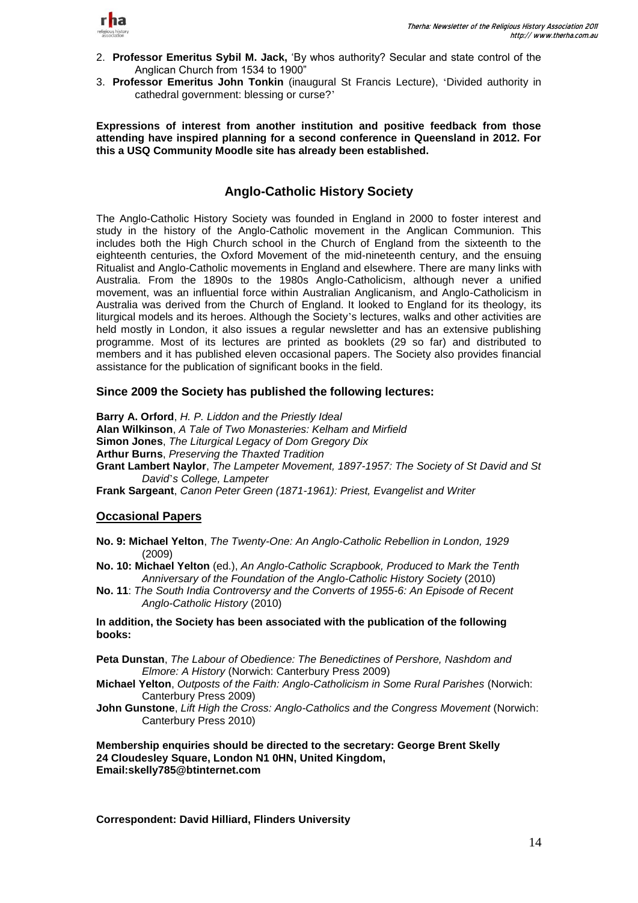2. **Professor Emeritus Sybil M. Jack,** 'By whos authority? Secular and state control of the Anglican Church from 1534 to 1900"
3. **Professor Emeritus John Tonkin** (inaugural St Francis Lecture), 'Divided authority in cathedral government: blessing or curse?'

**Expressions of interest from another institution and positive feedback from those attending have inspired planning for a second conference in Queensland in 2012. For this a USQ Community Moodle site has already been established.**

## Anglo-Catholic History Society

The Anglo-Catholic History Society was founded in England in 2000 to foster interest and study in the history of the Anglo-Catholic movement in the Anglican Communion. This includes both the High Church school in the Church of England from the sixteenth to the eighteenth centuries, the Oxford Movement of the mid-nineteenth century, and the ensuing Ritualist and Anglo-Catholic movements in England and elsewhere. There are many links with Australia. From the 1890s to the 1980s Anglo-Catholicism, although never a unified movement, was an influential force within Australian Anglicanism, and Anglo-Catholicism in Australia was derived from the Church of England. It looked to England for its theology, its liturgical models and its heroes. Although the Society's lectures, walks and other activities are held mostly in London, it also issues a regular newsletter and has an extensive publishing programme. Most of its lectures are printed as booklets (29 so far) and distributed to members and it has published eleven occasional papers. The Society also provides financial assistance for the publication of significant books in the field.

### Since 2009 the Society has published the following lectures:

**Barry A. Orford**, *H. P. Liddon and the Priestly Ideal*
**Alan Wilkinson**, *A Tale of Two Monasteries: Kelham and Mirfield*
**Simon Jones**, *The Liturgical Legacy of Dom Gregory Dix*
**Arthur Burns**, *Preserving the Thaxted Tradition*
**Grant Lambert Naylor**, *The Lampeter Movement, 1897-1957: The Society of St David and St David's College, Lampeter*
**Frank Sargeant**, *Canon Peter Green (1871-1961): Priest, Evangelist and Writer*

### Occasional Papers

**No. 9: Michael Yelton**, *The Twenty-One: An Anglo-Catholic Rebellion in London, 1929* (2009)
**No. 10: Michael Yelton** (ed.), *An Anglo-Catholic Scrapbook, Produced to Mark the Tenth Anniversary of the Foundation of the Anglo-Catholic History Society* (2010)
**No. 11**: *The South India Controversy and the Converts of 1955-6: An Episode of Recent Anglo-Catholic History* (2010)

**In addition, the Society has been associated with the publication of the following books:**

**Peta Dunstan**, *The Labour of Obedience: The Benedictines of Pershore, Nashdom and Elmore: A History* (Norwich: Canterbury Press 2009)
**Michael Yelton**, *Outposts of the Faith: Anglo-Catholicism in Some Rural Parishes* (Norwich: Canterbury Press 2009)
**John Gunstone**, *Lift High the Cross: Anglo-Catholics and the Congress Movement* (Norwich: Canterbury Press 2010)

**Membership enquiries should be directed to the secretary: George Brent Skelly**
**24 Cloudesley Square, London N1 0HN, United Kingdom,**
**Email:skelly785@btinternet.com**

**Correspondent: David Hilliard, Flinders University**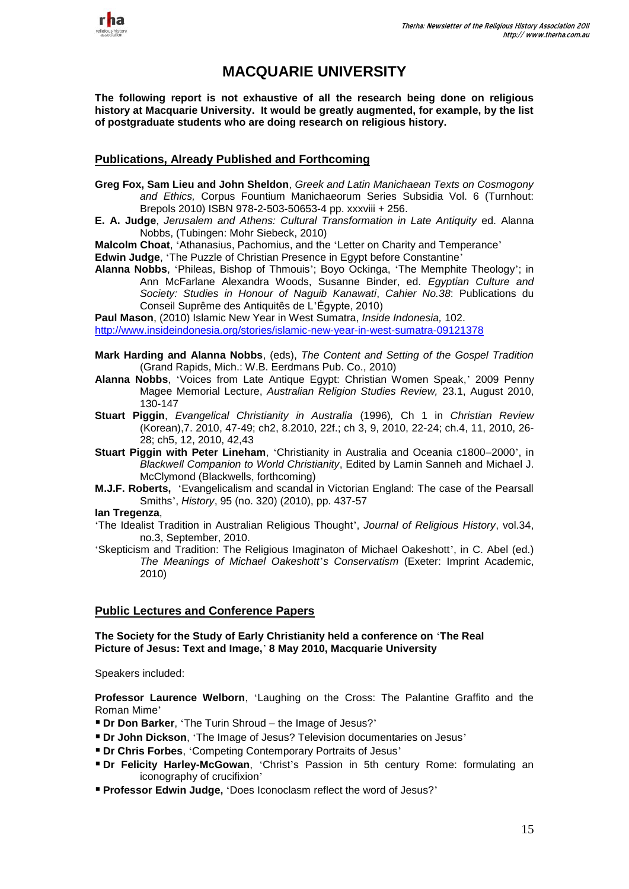# MACQUARIE UNIVERSITY

**The following report is not exhaustive of all the research being done on religious history at Macquarie University. It would be greatly augmented, for example, by the list of postgraduate students who are doing research on religious history.**

## Publications, Already Published and Forthcoming

**Greg Fox, Sam Lieu and John Sheldon**, *Greek and Latin Manichaean Texts on Cosmogony and Ethics,* Corpus Fountium Manichaeorum Series Subsidia Vol. 6 (Turnhout: Brepols 2010) ISBN 978-2-503-50653-4 pp. xxxviii + 256.

**E. A. Judge**, *Jerusalem and Athens: Cultural Transformation in Late Antiquity* ed. Alanna Nobbs, (Tubingen: Mohr Siebeck, 2010)

**Malcolm Choat**, 'Athanasius, Pachomius, and the 'Letter on Charity and Temperance'

**Edwin Judge**, 'The Puzzle of Christian Presence in Egypt before Constantine'

**Alanna Nobbs**, 'Phileas, Bishop of Thmouis'; Boyo Ockinga, 'The Memphite Theology'; in Ann McFarlane Alexandra Woods, Susanne Binder, ed. *Egyptian Culture and Society: Studies in Honour of Naguib Kanawati*, *Cahier No.38*: Publications du Conseil Suprême des Antiquitês de L'Ėgypte, 2010)

**Paul Mason**, (2010) Islamic New Year in West Sumatra, *Inside Indonesia,* 102. http://www.insideindonesia.org/stories/islamic-new-year-in-west-sumatra-09121378

**Mark Harding and Alanna Nobbs**, (eds), *The Content and Setting of the Gospel Tradition* (Grand Rapids, Mich.: W.B. Eerdmans Pub. Co., 2010)

**Alanna Nobbs**, 'Voices from Late Antique Egypt: Christian Women Speak,' 2009 Penny Magee Memorial Lecture, *Australian Religion Studies Review,* 23.1, August 2010, 130-147

**Stuart Piggin**, *Evangelical Christianity in Australia* (1996)*,* Ch 1 in *Christian Review* (Korean),7. 2010, 47-49; ch2, 8.2010, 22f.; ch 3, 9, 2010, 22-24; ch.4, 11, 2010, 26-28; ch5, 12, 2010, 42,43

**Stuart Piggin with Peter Lineham**, 'Christianity in Australia and Oceania c1800–2000', in *Blackwell Companion to World Christianity*, Edited by Lamin Sanneh and Michael J. McClymond (Blackwells, forthcoming)

**M.J.F. Roberts,** 'Evangelicalism and scandal in Victorian England: The case of the Pearsall Smiths', *History*, 95 (no. 320) (2010), pp. 437-57

**Ian Tregenza**,

'The Idealist Tradition in Australian Religious Thought', *Journal of Religious History*, vol.34, no.3, September, 2010.

'Skepticism and Tradition: The Religious Imaginaton of Michael Oakeshott', in C. Abel (ed.) *The Meanings of Michael Oakeshott's Conservatism* (Exeter: Imprint Academic, 2010)

## Public Lectures and Conference Papers

**The Society for the Study of Early Christianity held a conference on 'The Real Picture of Jesus: Text and Image,' 8 May 2010, Macquarie University**

Speakers included:

**Professor Laurence Welborn**, 'Laughing on the Cross: The Palantine Graffito and the Roman Mime'

- **Dr Don Barker**, 'The Turin Shroud – the Image of Jesus?'
- **Dr John Dickson**, 'The Image of Jesus? Television documentaries on Jesus'
- **Dr Chris Forbes**, 'Competing Contemporary Portraits of Jesus'
- **Dr Felicity Harley-McGowan**, 'Christ's Passion in 5th century Rome: formulating an iconography of crucifixion'
- **Professor Edwin Judge,** 'Does Iconoclasm reflect the word of Jesus?'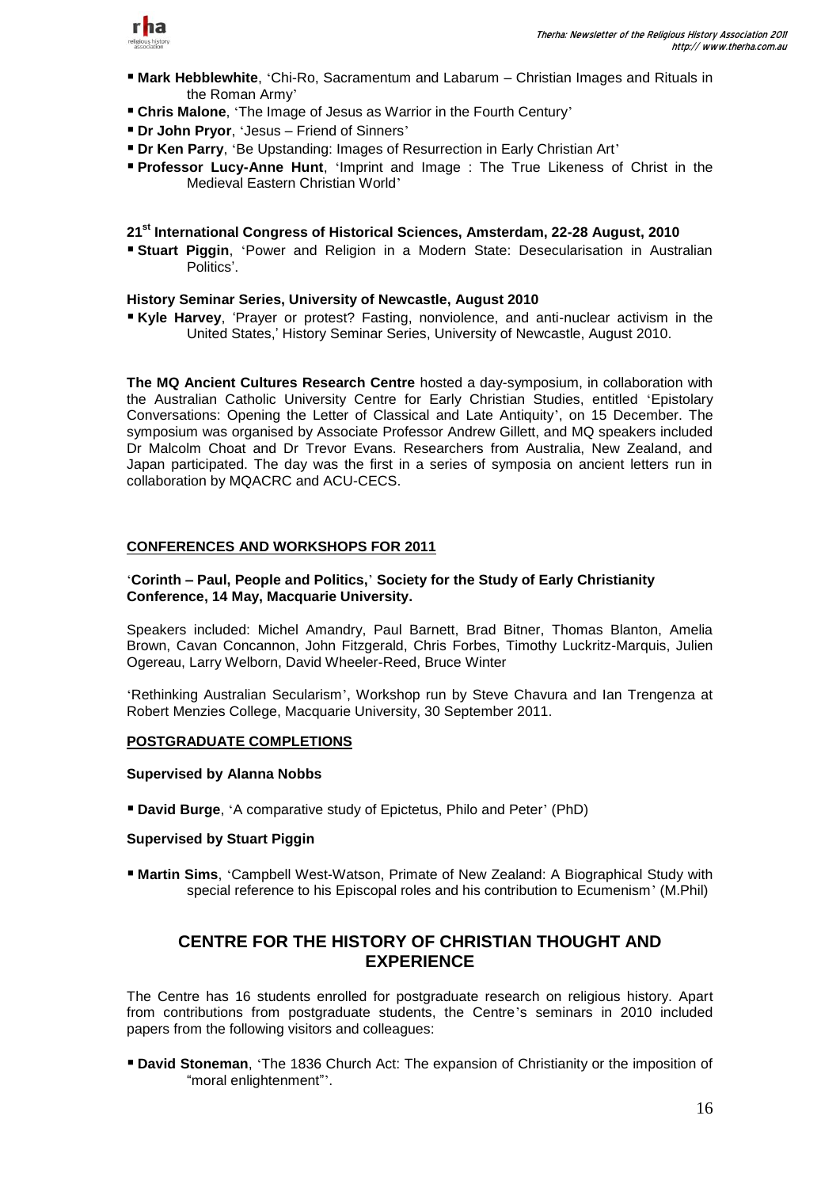- **Mark Hebblewhite**, 'Chi-Ro, Sacramentum and Labarum – Christian Images and Rituals in the Roman Army'
- **Chris Malone**, 'The Image of Jesus as Warrior in the Fourth Century'
- **Dr John Pryor**, 'Jesus – Friend of Sinners'
- **Dr Ken Parry**, 'Be Upstanding: Images of Resurrection in Early Christian Art'
- **Professor Lucy-Anne Hunt**, 'Imprint and Image : The True Likeness of Christ in the Medieval Eastern Christian World'

**21st International Congress of Historical Sciences, Amsterdam, 22-28 August, 2010**

- **Stuart Piggin**, 'Power and Religion in a Modern State: Desecularisation in Australian Politics'.

**History Seminar Series, University of Newcastle, August 2010**

- **Kyle Harvey**, 'Prayer or protest? Fasting, nonviolence, and anti-nuclear activism in the United States,' History Seminar Series, University of Newcastle, August 2010.

**The MQ Ancient Cultures Research Centre** hosted a day-symposium, in collaboration with the Australian Catholic University Centre for Early Christian Studies, entitled 'Epistolary Conversations: Opening the Letter of Classical and Late Antiquity', on 15 December. The symposium was organised by Associate Professor Andrew Gillett, and MQ speakers included Dr Malcolm Choat and Dr Trevor Evans. Researchers from Australia, New Zealand, and Japan participated. The day was the first in a series of symposia on ancient letters run in collaboration by MQACRC and ACU-CECS.

**CONFERENCES AND WORKSHOPS FOR 2011**

'**Corinth – Paul, People and Politics,**' **Society for the Study of Early Christianity Conference, 14 May, Macquarie University.**

Speakers included: Michel Amandry, Paul Barnett, Brad Bitner, Thomas Blanton, Amelia Brown, Cavan Concannon, John Fitzgerald, Chris Forbes, Timothy Luckritz-Marquis, Julien Ogereau, Larry Welborn, David Wheeler-Reed, Bruce Winter

'Rethinking Australian Secularism', Workshop run by Steve Chavura and Ian Trengenza at Robert Menzies College, Macquarie University, 30 September 2011.

**POSTGRADUATE COMPLETIONS**

**Supervised by Alanna Nobbs**

- **David Burge**, 'A comparative study of Epictetus, Philo and Peter' (PhD)

**Supervised by Stuart Piggin**

- **Martin Sims**, 'Campbell West-Watson, Primate of New Zealand: A Biographical Study with special reference to his Episcopal roles and his contribution to Ecumenism' (M.Phil)

## CENTRE FOR THE HISTORY OF CHRISTIAN THOUGHT AND EXPERIENCE

The Centre has 16 students enrolled for postgraduate research on religious history. Apart from contributions from postgraduate students, the Centre's seminars in 2010 included papers from the following visitors and colleagues:

- **David Stoneman**, 'The 1836 Church Act: The expansion of Christianity or the imposition of "moral enlightenment"'.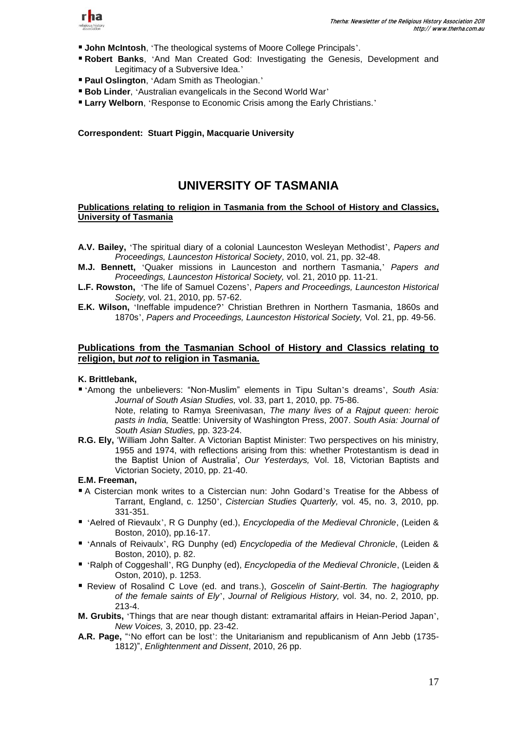- **John McIntosh**, 'The theological systems of Moore College Principals'.
- **Robert Banks**, 'And Man Created God: Investigating the Genesis, Development and Legitimacy of a Subversive Idea.'
- **Paul Oslington**, 'Adam Smith as Theologian.'
- **Bob Linder**, 'Australian evangelicals in the Second World War'
- **Larry Welborn**, 'Response to Economic Crisis among the Early Christians.'

**Correspondent: Stuart Piggin, Macquarie University**

# UNIVERSITY OF TASMANIA

**Publications relating to religion in Tasmania from the School of History and Classics, University of Tasmania**

**A.V. Bailey,** 'The spiritual diary of a colonial Launceston Wesleyan Methodist', *Papers and Proceedings, Launceston Historical Society*, 2010, vol. 21, pp. 32-48.

**M.J. Bennett,** 'Quaker missions in Launceston and northern Tasmania,' *Papers and Proceedings, Launceston Historical Society,* vol. 21, 2010 pp. 11-21.

**L.F. Rowston,** 'The life of Samuel Cozens', *Papers and Proceedings, Launceston Historical Society,* vol. 21, 2010, pp. 57-62.

**E.K. Wilson,** 'Ineffable impudence?' Christian Brethren in Northern Tasmania, 1860s and 1870s', *Papers and Proceedings, Launceston Historical Society,* Vol. 21, pp. 49-56.

**Publications from the Tasmanian School of History and Classics relating to religion, but *not* to religion in Tasmania.**

**K. Brittlebank,**

- 'Among the unbelievers: "Non-Muslim" elements in Tipu Sultan's dreams', *South Asia: Journal of South Asian Studies,* vol. 33, part 1, 2010, pp. 75-86.
  Note, relating to Ramya Sreenivasan, *The many lives of a Rajput queen: heroic pasts in India,* Seattle: University of Washington Press, 2007. *South Asia: Journal of South Asian Studies,* pp. 323-24.

**R.G. Ely,** 'William John Salter. A Victorian Baptist Minister: Two perspectives on his ministry, 1955 and 1974, with reflections arising from this: whether Protestantism is dead in the Baptist Union of Australia', *Our Yesterdays,* Vol. 18, Victorian Baptists and Victorian Society, 2010, pp. 21-40.

**E.M. Freeman,**

- A Cistercian monk writes to a Cistercian nun: John Godard's Treatise for the Abbess of Tarrant, England, c. 1250', *Cistercian Studies Quarterly,* vol. 45, no. 3, 2010, pp. 331-351.
- 'Aelred of Rievaulx', R G Dunphy (ed.), *Encyclopedia of the Medieval Chronicle*, (Leiden & Boston, 2010), pp.16-17.
- 'Annals of Reivaulx', RG Dunphy (ed) *Encyclopedia of the Medieval Chronicle*, (Leiden & Boston, 2010), p. 82.
- 'Ralph of Coggeshall', RG Dunphy (ed), *Encyclopedia of the Medieval Chronicle*, (Leiden & Oston, 2010), p. 1253.
- Review of Rosalind C Love (ed. and trans.), *Goscelin of Saint-Bertin. The hagiography of the female saints of Ely*', *Journal of Religious History,* vol. 34, no. 2, 2010, pp. 213-4.

**M. Grubits,** 'Things that are near though distant: extramarital affairs in Heian-Period Japan', *New Voices,* 3, 2010, pp. 23-42.

**A.R. Page,** "'No effort can be lost': the Unitarianism and republicanism of Ann Jebb (1735-1812)", *Enlightenment and Dissent*, 2010, 26 pp.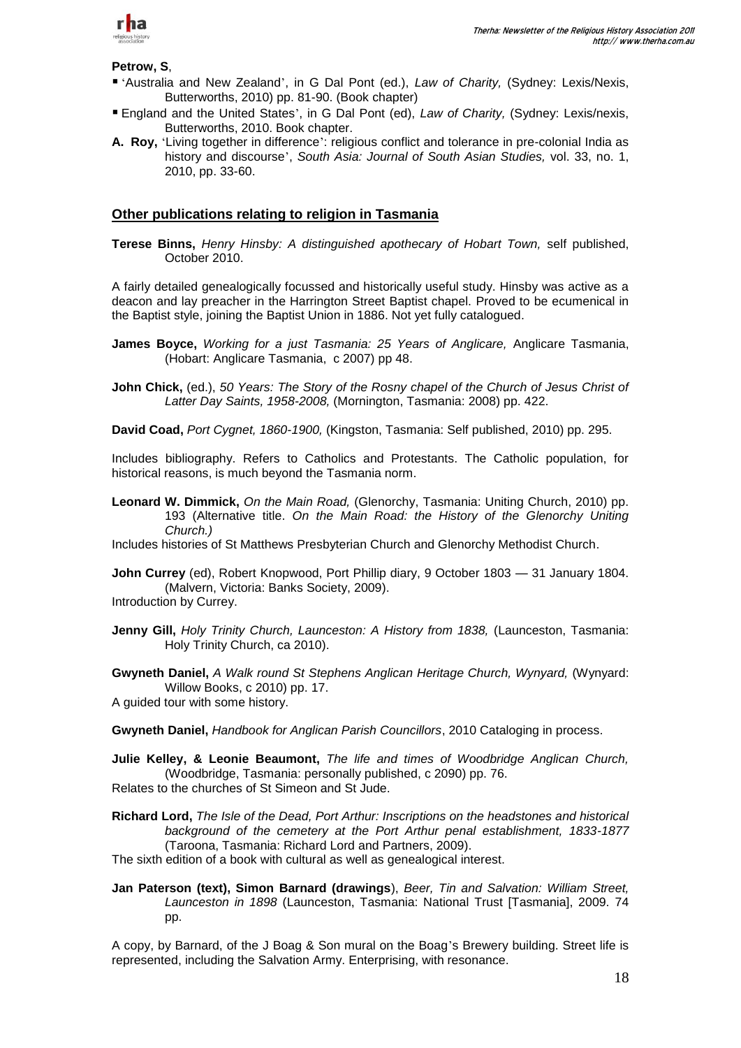**Petrow, S**,

- 'Australia and New Zealand', in G Dal Pont (ed.), *Law of Charity,* (Sydney: Lexis/Nexis, Butterworths, 2010) pp. 81-90. (Book chapter)
- England and the United States', in G Dal Pont (ed), *Law of Charity,* (Sydney: Lexis/nexis, Butterworths, 2010. Book chapter.

**A. Roy,** 'Living together in difference': religious conflict and tolerance in pre-colonial India as history and discourse', *South Asia: Journal of South Asian Studies,* vol. 33, no. 1, 2010, pp. 33-60.

## Other publications relating to religion in Tasmania

**Terese Binns,** *Henry Hinsby: A distinguished apothecary of Hobart Town,* self published, October 2010.

A fairly detailed genealogically focussed and historically useful study. Hinsby was active as a deacon and lay preacher in the Harrington Street Baptist chapel. Proved to be ecumenical in the Baptist style, joining the Baptist Union in 1886. Not yet fully catalogued.

**James Boyce,** *Working for a just Tasmania: 25 Years of Anglicare,* Anglicare Tasmania, (Hobart: Anglicare Tasmania, c 2007) pp 48.

**John Chick,** (ed.), *50 Years: The Story of the Rosny chapel of the Church of Jesus Christ of Latter Day Saints, 1958-2008,* (Mornington, Tasmania: 2008) pp. 422.

**David Coad,** *Port Cygnet, 1860-1900,* (Kingston, Tasmania: Self published, 2010) pp. 295.

Includes bibliography. Refers to Catholics and Protestants. The Catholic population, for historical reasons, is much beyond the Tasmania norm.

**Leonard W. Dimmick,** *On the Main Road,* (Glenorchy, Tasmania: Uniting Church, 2010) pp. 193 (Alternative title. *On the Main Road: the History of the Glenorchy Uniting Church.)*

Includes histories of St Matthews Presbyterian Church and Glenorchy Methodist Church.

**John Currey** (ed), Robert Knopwood, Port Phillip diary, 9 October 1803 — 31 January 1804. (Malvern, Victoria: Banks Society, 2009).

Introduction by Currey.

**Jenny Gill,** *Holy Trinity Church, Launceston: A History from 1838,* (Launceston, Tasmania: Holy Trinity Church, ca 2010).

**Gwyneth Daniel,** *A Walk round St Stephens Anglican Heritage Church, Wynyard,* (Wynyard: Willow Books, c 2010) pp. 17.

A guided tour with some history.

**Gwyneth Daniel,** *Handbook for Anglican Parish Councillors*, 2010 Cataloging in process.

**Julie Kelley, & Leonie Beaumont,** *The life and times of Woodbridge Anglican Church,* (Woodbridge, Tasmania: personally published, c 2090) pp. 76.

Relates to the churches of St Simeon and St Jude.

**Richard Lord,** *The Isle of the Dead, Port Arthur: Inscriptions on the headstones and historical background of the cemetery at the Port Arthur penal establishment, 1833-1877* (Taroona, Tasmania: Richard Lord and Partners, 2009).

The sixth edition of a book with cultural as well as genealogical interest.

**Jan Paterson (text), Simon Barnard (drawings**), *Beer, Tin and Salvation: William Street, Launceston in 1898* (Launceston, Tasmania: National Trust [Tasmania], 2009. 74 pp.

A copy, by Barnard, of the J Boag & Son mural on the Boag's Brewery building. Street life is represented, including the Salvation Army. Enterprising, with resonance.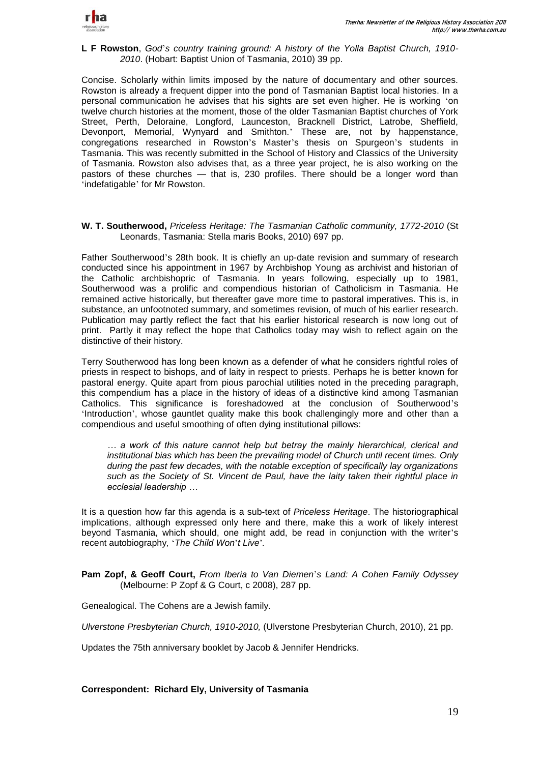**L F Rowston**, *God's country training ground: A history of the Yolla Baptist Church, 1910-2010*. (Hobart: Baptist Union of Tasmania, 2010) 39 pp.

Concise. Scholarly within limits imposed by the nature of documentary and other sources. Rowston is already a frequent dipper into the pond of Tasmanian Baptist local histories. In a personal communication he advises that his sights are set even higher. He is working 'on twelve church histories at the moment, those of the older Tasmanian Baptist churches of York Street, Perth, Deloraine, Longford, Launceston, Bracknell District, Latrobe, Sheffield, Devonport, Memorial, Wynyard and Smithton.' These are, not by happenstance, congregations researched in Rowston's Master's thesis on Spurgeon's students in Tasmania. This was recently submitted in the School of History and Classics of the University of Tasmania. Rowston also advises that, as a three year project, he is also working on the pastors of these churches — that is, 230 profiles. There should be a longer word than 'indefatigable' for Mr Rowston.

**W. T. Southerwood,** *Priceless Heritage: The Tasmanian Catholic community, 1772-2010* (St Leonards, Tasmania: Stella maris Books, 2010) 697 pp.

Father Southerwood's 28th book. It is chiefly an up-date revision and summary of research conducted since his appointment in 1967 by Archbishop Young as archivist and historian of the Catholic archbishopric of Tasmania. In years following, especially up to 1981, Southerwood was a prolific and compendious historian of Catholicism in Tasmania. He remained active historically, but thereafter gave more time to pastoral imperatives. This is, in substance, an unfootnoted summary, and sometimes revision, of much of his earlier research. Publication may partly reflect the fact that his earlier historical research is now long out of print. Partly it may reflect the hope that Catholics today may wish to reflect again on the distinctive of their history.

Terry Southerwood has long been known as a defender of what he considers rightful roles of priests in respect to bishops, and of laity in respect to priests. Perhaps he is better known for pastoral energy. Quite apart from pious parochial utilities noted in the preceding paragraph, this compendium has a place in the history of ideas of a distinctive kind among Tasmanian Catholics. This significance is foreshadowed at the conclusion of Southerwood's 'Introduction', whose gauntlet quality make this book challengingly more and other than a compendious and useful smoothing of often dying institutional pillows:

> *… a work of this nature cannot help but betray the mainly hierarchical, clerical and institutional bias which has been the prevailing model of Church until recent times. Only during the past few decades, with the notable exception of specifically lay organizations such as the Society of St. Vincent de Paul, have the laity taken their rightful place in ecclesial leadership …*

It is a question how far this agenda is a sub-text of *Priceless Heritage*. The historiographical implications, although expressed only here and there, make this a work of likely interest beyond Tasmania, which should, one might add, be read in conjunction with the writer's recent autobiography, '*The Child Won't Live*'.

**Pam Zopf, & Geoff Court,** *From Iberia to Van Diemen's Land: A Cohen Family Odyssey* (Melbourne: P Zopf & G Court, c 2008), 287 pp.

Genealogical. The Cohens are a Jewish family.

*Ulverstone Presbyterian Church, 1910-2010,* (Ulverstone Presbyterian Church, 2010), 21 pp.

Updates the 75th anniversary booklet by Jacob & Jennifer Hendricks.

**Correspondent: Richard Ely, University of Tasmania**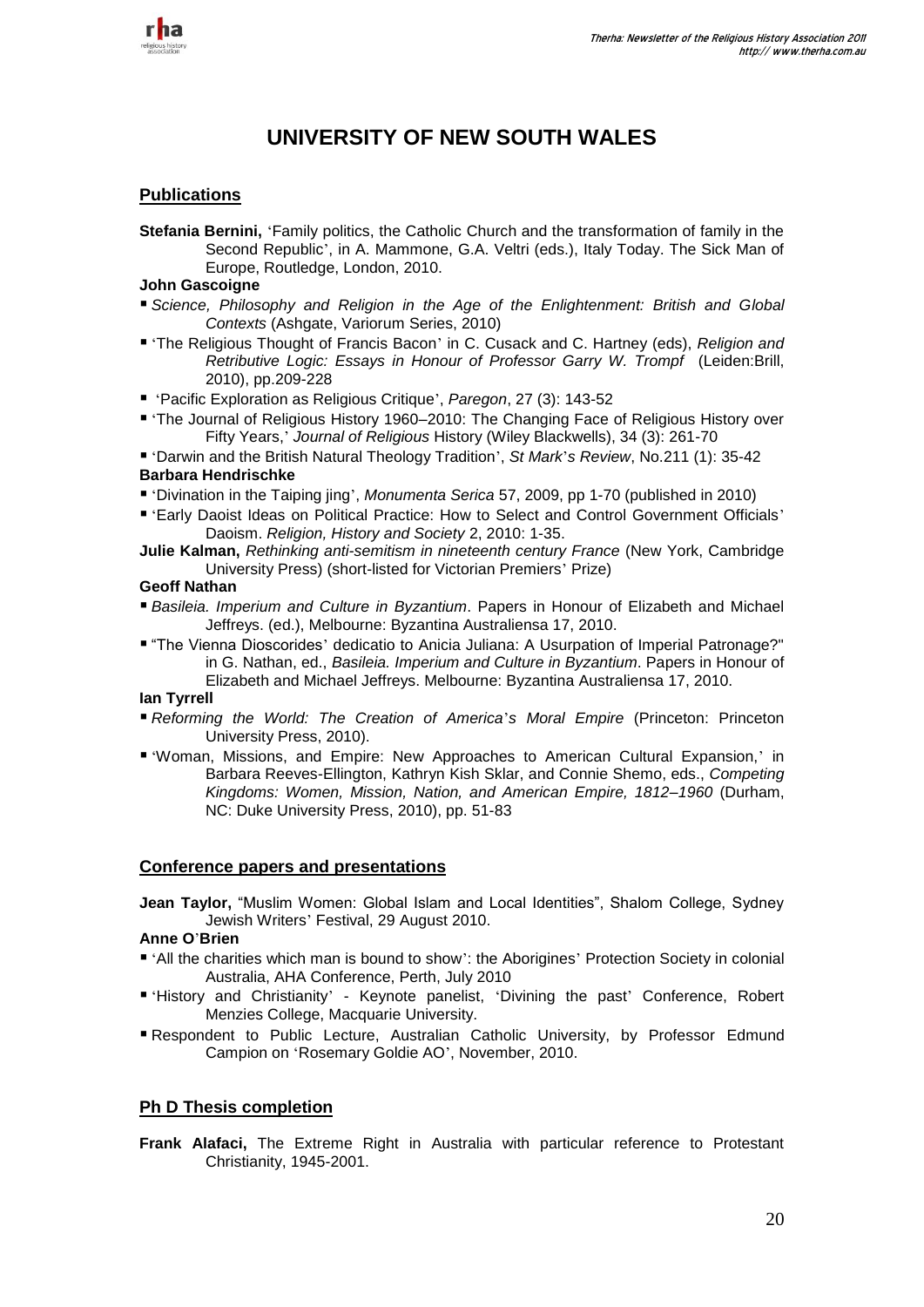# UNIVERSITY OF NEW SOUTH WALES

## Publications

**Stefania Bernini,** 'Family politics, the Catholic Church and the transformation of family in the Second Republic', in A. Mammone, G.A. Veltri (eds.), Italy Today. The Sick Man of Europe, Routledge, London, 2010.

**John Gascoigne**

- *Science, Philosophy and Religion in the Age of the Enlightenment: British and Global Contexts* (Ashgate, Variorum Series, 2010)
- 'The Religious Thought of Francis Bacon' in C. Cusack and C. Hartney (eds), *Religion and Retributive Logic: Essays in Honour of Professor Garry W. Trompf* (Leiden:Brill, 2010), pp.209-228
- 'Pacific Exploration as Religious Critique', *Paregon*, 27 (3): 143-52
- 'The Journal of Religious History 1960–2010: The Changing Face of Religious History over Fifty Years,' *Journal of Religious* History (Wiley Blackwells), 34 (3): 261-70
- 'Darwin and the British Natural Theology Tradition', *St Mark's Review*, No.211 (1): 35-42

**Barbara Hendrischke**

- 'Divination in the Taiping jing', *Monumenta Serica* 57, 2009, pp 1-70 (published in 2010)
- 'Early Daoist Ideas on Political Practice: How to Select and Control Government Officials' Daoism. *Religion, History and Society* 2, 2010: 1-35.

**Julie Kalman,** *Rethinking anti-semitism in nineteenth century France* (New York, Cambridge University Press) (short-listed for Victorian Premiers' Prize)

**Geoff Nathan**

- *Basileia. Imperium and Culture in Byzantium*. Papers in Honour of Elizabeth and Michael Jeffreys. (ed.), Melbourne: Byzantina Australiensa 17, 2010.
- "The Vienna Dioscorides' dedicatio to Anicia Juliana: A Usurpation of Imperial Patronage?" in G. Nathan, ed., *Basileia. Imperium and Culture in Byzantium*. Papers in Honour of Elizabeth and Michael Jeffreys. Melbourne: Byzantina Australiensa 17, 2010.

**Ian Tyrrell**

- *Reforming the World: The Creation of America's Moral Empire* (Princeton: Princeton University Press, 2010).
- 'Woman, Missions, and Empire: New Approaches to American Cultural Expansion,' in Barbara Reeves-Ellington, Kathryn Kish Sklar, and Connie Shemo, eds., *Competing Kingdoms: Women, Mission, Nation, and American Empire, 1812–1960* (Durham, NC: Duke University Press, 2010), pp. 51-83

## Conference papers and presentations

**Jean Taylor,** "Muslim Women: Global Islam and Local Identities", Shalom College, Sydney Jewish Writers' Festival, 29 August 2010.

**Anne O'Brien**

- 'All the charities which man is bound to show': the Aborigines' Protection Society in colonial Australia, AHA Conference, Perth, July 2010
- 'History and Christianity' - Keynote panelist, 'Divining the past' Conference, Robert Menzies College, Macquarie University.
- Respondent to Public Lecture, Australian Catholic University, by Professor Edmund Campion on 'Rosemary Goldie AO', November, 2010.

## Ph D Thesis completion

**Frank Alafaci,** The Extreme Right in Australia with particular reference to Protestant Christianity, 1945-2001.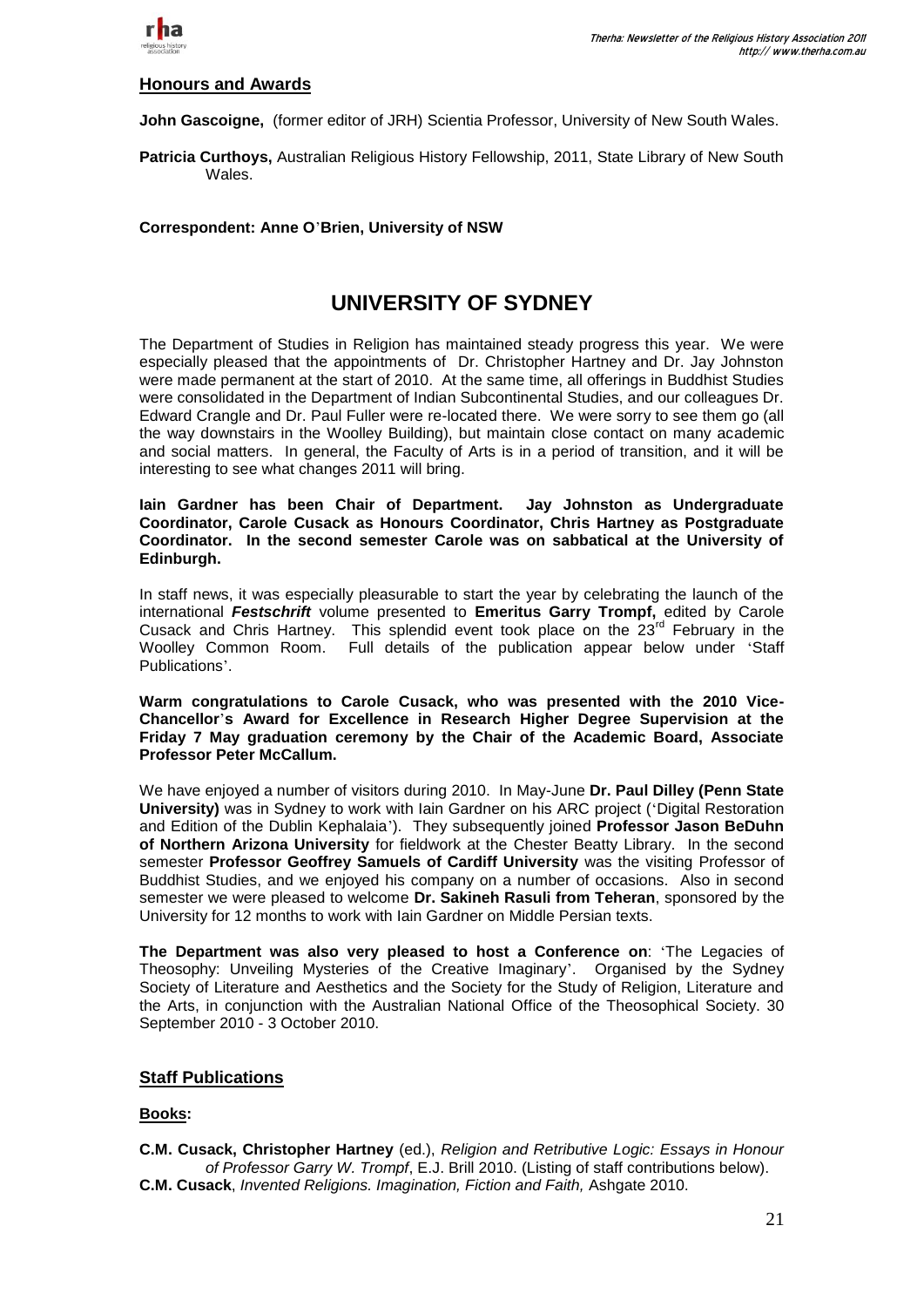## Honours and Awards

**John Gascoigne,** (former editor of JRH) Scientia Professor, University of New South Wales.

**Patricia Curthoys,** Australian Religious History Fellowship, 2011, State Library of New South Wales.

**Correspondent: Anne O'Brien, University of NSW**

# UNIVERSITY OF SYDNEY

The Department of Studies in Religion has maintained steady progress this year. We were especially pleased that the appointments of Dr. Christopher Hartney and Dr. Jay Johnston were made permanent at the start of 2010. At the same time, all offerings in Buddhist Studies were consolidated in the Department of Indian Subcontinental Studies, and our colleagues Dr. Edward Crangle and Dr. Paul Fuller were re-located there. We were sorry to see them go (all the way downstairs in the Woolley Building), but maintain close contact on many academic and social matters. In general, the Faculty of Arts is in a period of transition, and it will be interesting to see what changes 2011 will bring.

**Iain Gardner has been Chair of Department. Jay Johnston as Undergraduate Coordinator, Carole Cusack as Honours Coordinator, Chris Hartney as Postgraduate Coordinator. In the second semester Carole was on sabbatical at the University of Edinburgh.**

In staff news, it was especially pleasurable to start the year by celebrating the launch of the international ***Festschrift*** volume presented to **Emeritus Garry Trompf,** edited by Carole Cusack and Chris Hartney. This splendid event took place on the 23rd February in the Woolley Common Room. Full details of the publication appear below under 'Staff Publications'.

**Warm congratulations to Carole Cusack, who was presented with the 2010 Vice-Chancellor's Award for Excellence in Research Higher Degree Supervision at the Friday 7 May graduation ceremony by the Chair of the Academic Board, Associate Professor Peter McCallum.**

We have enjoyed a number of visitors during 2010. In May-June **Dr. Paul Dilley (Penn State University)** was in Sydney to work with Iain Gardner on his ARC project ('Digital Restoration and Edition of the Dublin Kephalaia'). They subsequently joined **Professor Jason BeDuhn of Northern Arizona University** for fieldwork at the Chester Beatty Library. In the second semester **Professor Geoffrey Samuels of Cardiff University** was the visiting Professor of Buddhist Studies, and we enjoyed his company on a number of occasions. Also in second semester we were pleased to welcome **Dr. Sakineh Rasuli from Teheran**, sponsored by the University for 12 months to work with Iain Gardner on Middle Persian texts.

**The Department was also very pleased to host a Conference on**: 'The Legacies of Theosophy: Unveiling Mysteries of the Creative Imaginary'. Organised by the Sydney Society of Literature and Aesthetics and the Society for the Study of Religion, Literature and the Arts, in conjunction with the Australian National Office of the Theosophical Society. 30 September 2010 - 3 October 2010.

## Staff Publications

### Books:

**C.M. Cusack, Christopher Hartney** (ed.), *Religion and Retributive Logic: Essays in Honour of Professor Garry W. Trompf*, E.J. Brill 2010. (Listing of staff contributions below).

**C.M. Cusack**, *Invented Religions. Imagination, Fiction and Faith,* Ashgate 2010.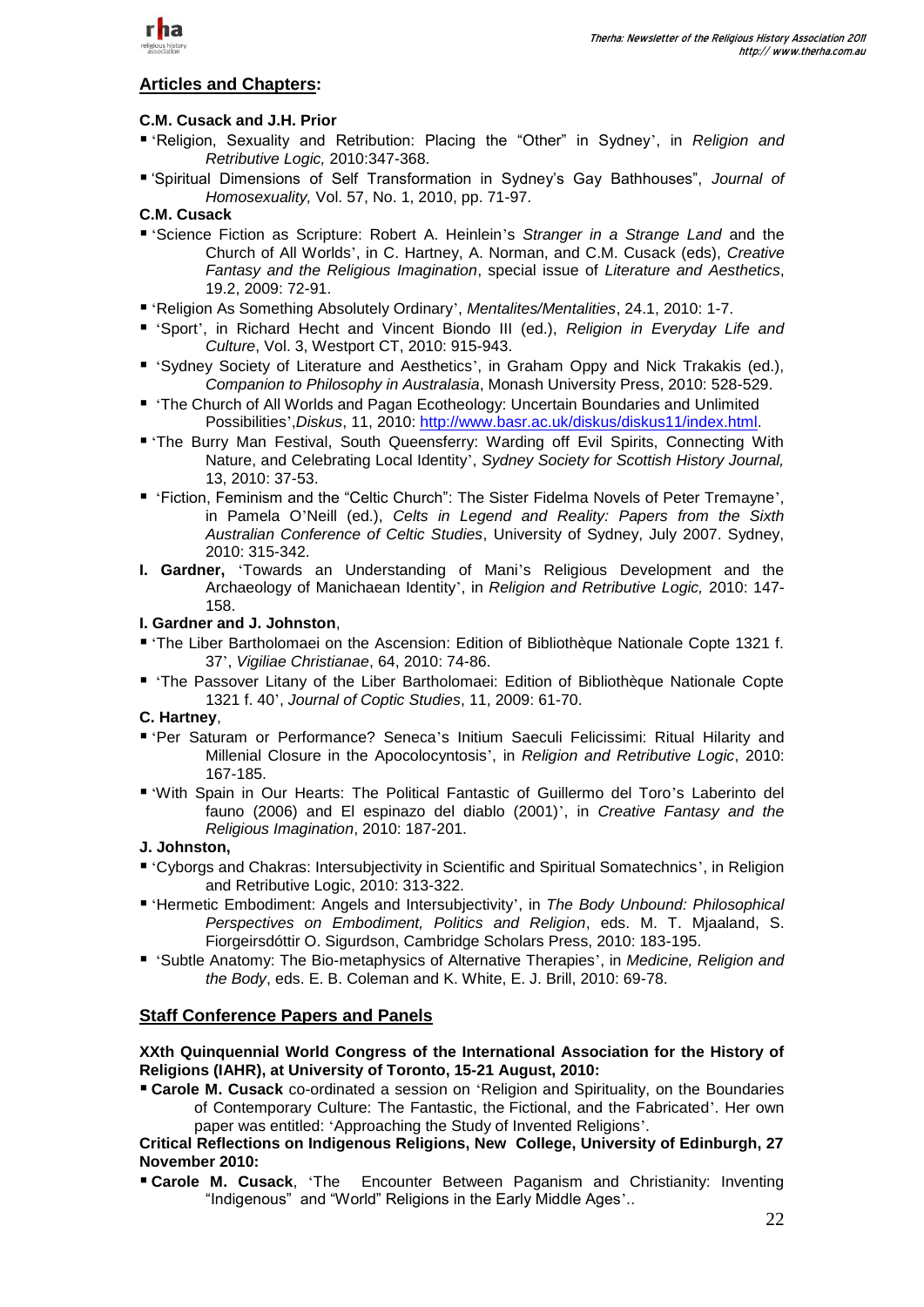## Articles and Chapters:

**C.M. Cusack and J.H. Prior**

- 'Religion, Sexuality and Retribution: Placing the "Other" in Sydney', in *Religion and Retributive Logic,* 2010:347-368.
- 'Spiritual Dimensions of Self Transformation in Sydney's Gay Bathhouses", *Journal of Homosexuality,* Vol. 57, No. 1, 2010, pp. 71-97.

**C.M. Cusack**

- 'Science Fiction as Scripture: Robert A. Heinlein's *Stranger in a Strange Land* and the Church of All Worlds', in C. Hartney, A. Norman, and C.M. Cusack (eds), *Creative Fantasy and the Religious Imagination*, special issue of *Literature and Aesthetics*, 19.2, 2009: 72-91.
- 'Religion As Something Absolutely Ordinary', *Mentalites/Mentalities*, 24.1, 2010: 1-7.
- 'Sport', in Richard Hecht and Vincent Biondo III (ed.), *Religion in Everyday Life and Culture*, Vol. 3, Westport CT, 2010: 915-943.
- 'Sydney Society of Literature and Aesthetics', in Graham Oppy and Nick Trakakis (ed.), *Companion to Philosophy in Australasia*, Monash University Press, 2010: 528-529.
- 'The Church of All Worlds and Pagan Ecotheology: Uncertain Boundaries and Unlimited Possibilities',*Diskus*, 11, 2010: http://www.basr.ac.uk/diskus/diskus11/index.html.
- 'The Burry Man Festival, South Queensferry: Warding off Evil Spirits, Connecting With Nature, and Celebrating Local Identity', *Sydney Society for Scottish History Journal,* 13, 2010: 37-53.
- 'Fiction, Feminism and the "Celtic Church": The Sister Fidelma Novels of Peter Tremayne', in Pamela O'Neill (ed.), *Celts in Legend and Reality: Papers from the Sixth Australian Conference of Celtic Studies*, University of Sydney, July 2007. Sydney, 2010: 315-342.

**I. Gardner,** 'Towards an Understanding of Mani's Religious Development and the Archaeology of Manichaean Identity', in *Religion and Retributive Logic,* 2010: 147-158.

**I. Gardner and J. Johnston**,

- 'The Liber Bartholomaei on the Ascension: Edition of Bibliothèque Nationale Copte 1321 f. 37', *Vigiliae Christianae*, 64, 2010: 74-86.
- 'The Passover Litany of the Liber Bartholomaei: Edition of Bibliothèque Nationale Copte 1321 f. 40', *Journal of Coptic Studies*, 11, 2009: 61-70.

**C. Hartney**,

- 'Per Saturam or Performance? Seneca's Initium Saeculi Felicissimi: Ritual Hilarity and Millenial Closure in the Apocolocyntosis', in *Religion and Retributive Logic*, 2010: 167-185.
- 'With Spain in Our Hearts: The Political Fantastic of Guillermo del Toro's Laberinto del fauno (2006) and El espinazo del diablo (2001)', in *Creative Fantasy and the Religious Imagination*, 2010: 187-201.

**J. Johnston,**

- 'Cyborgs and Chakras: Intersubjectivity in Scientific and Spiritual Somatechnics', in Religion and Retributive Logic, 2010: 313-322.
- 'Hermetic Embodiment: Angels and Intersubjectivity', in *The Body Unbound: Philosophical Perspectives on Embodiment, Politics and Religion*, eds. M. T. Mjaaland, S. Fiorgeirsdóttir O. Sigurdson, Cambridge Scholars Press, 2010: 183-195.
- 'Subtle Anatomy: The Bio-metaphysics of Alternative Therapies', in *Medicine, Religion and the Body*, eds. E. B. Coleman and K. White, E. J. Brill, 2010: 69-78.

## Staff Conference Papers and Panels

**XXth Quinquennial World Congress of the International Association for the History of Religions (IAHR), at University of Toronto, 15-21 August, 2010:**

- **Carole M. Cusack** co-ordinated a session on 'Religion and Spirituality, on the Boundaries of Contemporary Culture: The Fantastic, the Fictional, and the Fabricated'. Her own paper was entitled: 'Approaching the Study of Invented Religions'.

**Critical Reflections on Indigenous Religions, New College, University of Edinburgh, 27 November 2010:**

- **Carole M. Cusack**, 'The Encounter Between Paganism and Christianity: Inventing "Indigenous" and "World" Religions in the Early Middle Ages'..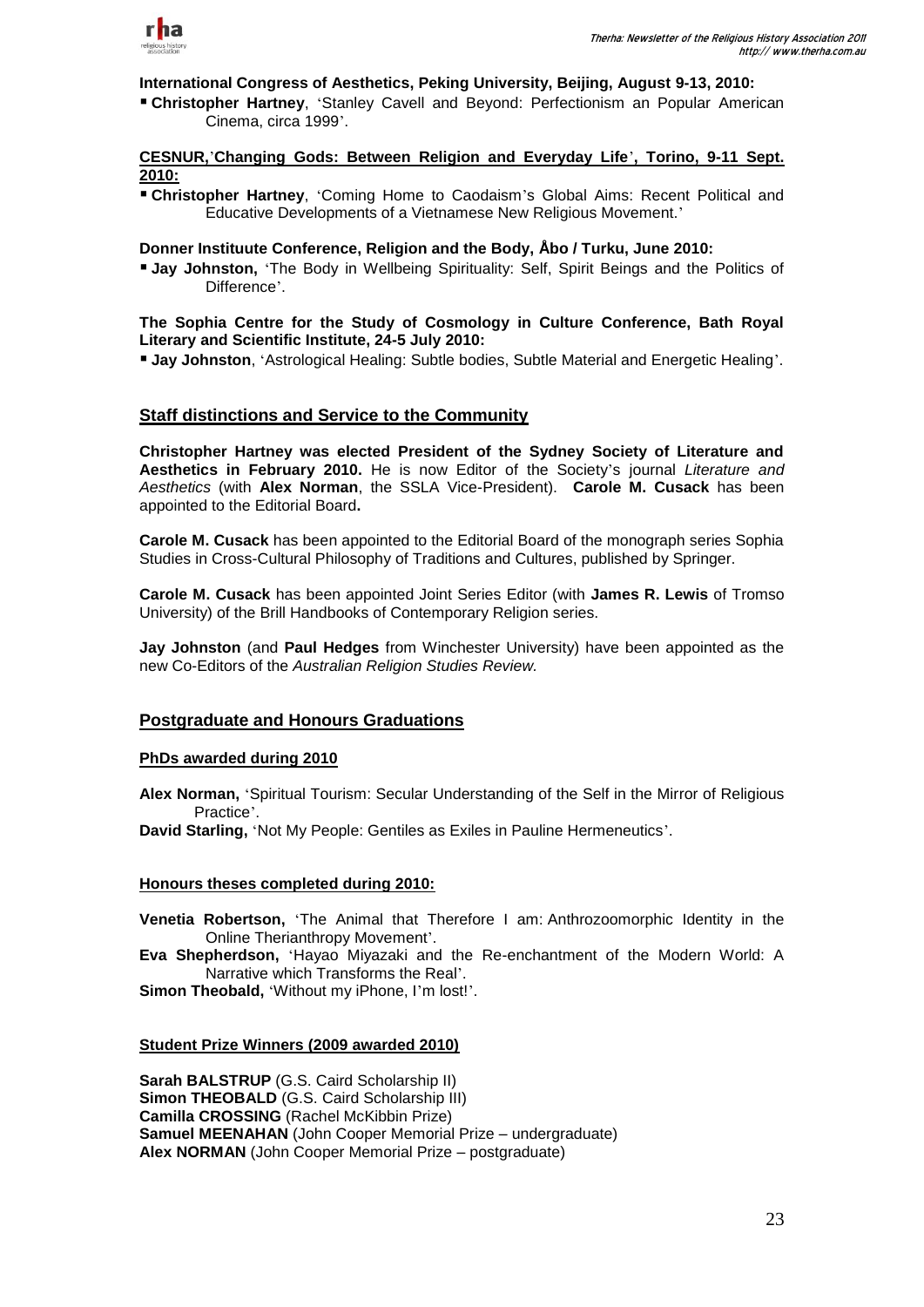**International Congress of Aesthetics, Peking University, Beijing, August 9-13, 2010:**

- **Christopher Hartney**, 'Stanley Cavell and Beyond: Perfectionism an Popular American Cinema, circa 1999'.

**CESNUR,'Changing Gods: Between Religion and Everyday Life', Torino, 9-11 Sept. 2010:**

- **Christopher Hartney**, 'Coming Home to Caodaism's Global Aims: Recent Political and Educative Developments of a Vietnamese New Religious Movement.'

**Donner Instituute Conference, Religion and the Body, Åbo / Turku, June 2010:**

- **Jay Johnston,** 'The Body in Wellbeing Spirituality: Self, Spirit Beings and the Politics of Difference'.

**The Sophia Centre for the Study of Cosmology in Culture Conference, Bath Royal Literary and Scientific Institute, 24-5 July 2010:**

- **Jay Johnston**, 'Astrological Healing: Subtle bodies, Subtle Material and Energetic Healing'.

## Staff distinctions and Service to the Community

**Christopher Hartney was elected President of the Sydney Society of Literature and Aesthetics in February 2010.** He is now Editor of the Society's journal *Literature and Aesthetics* (with **Alex Norman**, the SSLA Vice-President). **Carole M. Cusack** has been appointed to the Editorial Board**.**

**Carole M. Cusack** has been appointed to the Editorial Board of the monograph series Sophia Studies in Cross-Cultural Philosophy of Traditions and Cultures, published by Springer.

**Carole M. Cusack** has been appointed Joint Series Editor (with **James R. Lewis** of Tromso University) of the Brill Handbooks of Contemporary Religion series.

**Jay Johnston** (and **Paul Hedges** from Winchester University) have been appointed as the new Co-Editors of the *Australian Religion Studies Review.*

## Postgraduate and Honours Graduations

### PhDs awarded during 2010

**Alex Norman,** 'Spiritual Tourism: Secular Understanding of the Self in the Mirror of Religious Practice'.

**David Starling,** 'Not My People: Gentiles as Exiles in Pauline Hermeneutics'.

### Honours theses completed during 2010:

**Venetia Robertson,** 'The Animal that Therefore I am: Anthrozoomorphic Identity in the Online Therianthropy Movement'.

**Eva Shepherdson,** 'Hayao Miyazaki and the Re-enchantment of the Modern World: A Narrative which Transforms the Real'.

**Simon Theobald,** 'Without my iPhone, I'm lost!'.

### Student Prize Winners (2009 awarded 2010)

**Sarah BALSTRUP** (G.S. Caird Scholarship II)
**Simon THEOBALD** (G.S. Caird Scholarship III)
**Camilla CROSSING** (Rachel McKibbin Prize)
**Samuel MEENAHAN** (John Cooper Memorial Prize – undergraduate)
**Alex NORMAN** (John Cooper Memorial Prize – postgraduate)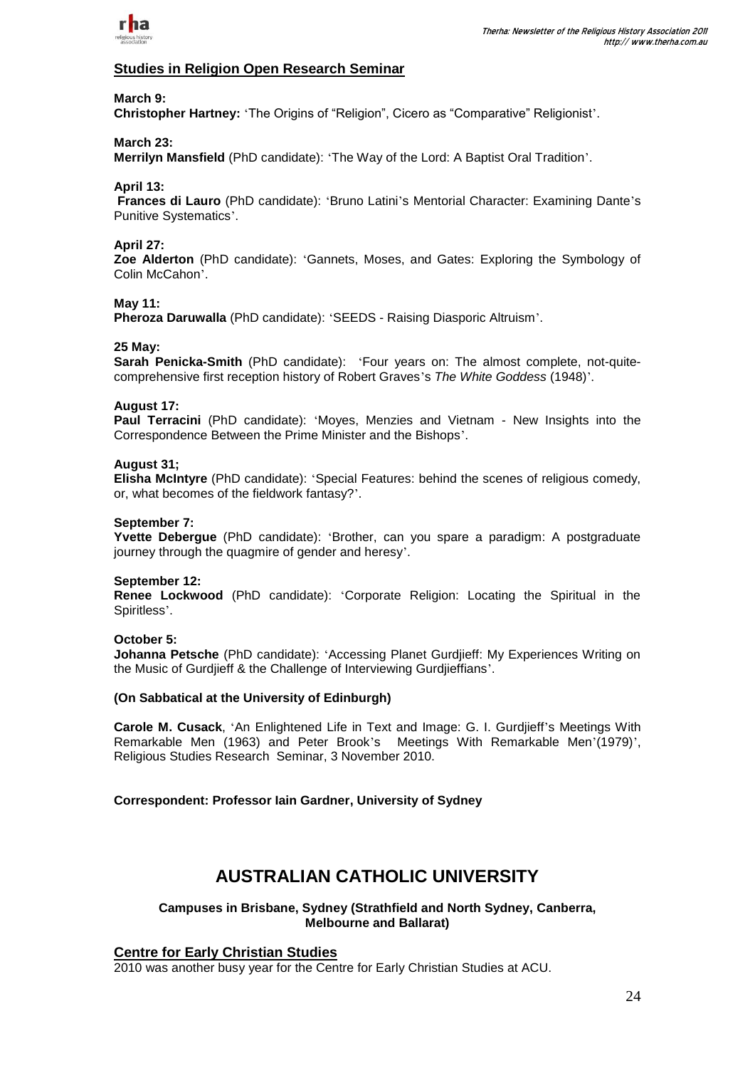## Studies in Religion Open Research Seminar

**March 9:**
**Christopher Hartney:** 'The Origins of "Religion", Cicero as "Comparative" Religionist'.

**March 23:**
**Merrilyn Mansfield** (PhD candidate): 'The Way of the Lord: A Baptist Oral Tradition'.

**April 13:**
**Frances di Lauro** (PhD candidate): 'Bruno Latini's Mentorial Character: Examining Dante's Punitive Systematics'.

**April 27:**
**Zoe Alderton** (PhD candidate): 'Gannets, Moses, and Gates: Exploring the Symbology of Colin McCahon'.

**May 11:**
**Pheroza Daruwalla** (PhD candidate): 'SEEDS - Raising Diasporic Altruism'.

**25 May:**
**Sarah Penicka-Smith** (PhD candidate): 'Four years on: The almost complete, not-quite-comprehensive first reception history of Robert Graves's *The White Goddess* (1948)'.

**August 17:**
**Paul Terracini** (PhD candidate): 'Moyes, Menzies and Vietnam - New Insights into the Correspondence Between the Prime Minister and the Bishops'.

**August 31;**
**Elisha McIntyre** (PhD candidate): 'Special Features: behind the scenes of religious comedy, or, what becomes of the fieldwork fantasy?'.

**September 7:**
**Yvette Debergue** (PhD candidate): 'Brother, can you spare a paradigm: A postgraduate journey through the quagmire of gender and heresy'.

**September 12:**
**Renee Lockwood** (PhD candidate): 'Corporate Religion: Locating the Spiritual in the Spiritless'.

**October 5:**
**Johanna Petsche** (PhD candidate): 'Accessing Planet Gurdjieff: My Experiences Writing on the Music of Gurdjieff & the Challenge of Interviewing Gurdjieffians'.

**(On Sabbatical at the University of Edinburgh)**

**Carole M. Cusack**, 'An Enlightened Life in Text and Image: G. I. Gurdjieff's Meetings With Remarkable Men (1963) and Peter Brook's Meetings With Remarkable Men'(1979)', Religious Studies Research Seminar, 3 November 2010.

**Correspondent: Professor Iain Gardner, University of Sydney**

# AUSTRALIAN CATHOLIC UNIVERSITY

**Campuses in Brisbane, Sydney (Strathfield and North Sydney, Canberra, Melbourne and Ballarat)**

## Centre for Early Christian Studies

2010 was another busy year for the Centre for Early Christian Studies at ACU.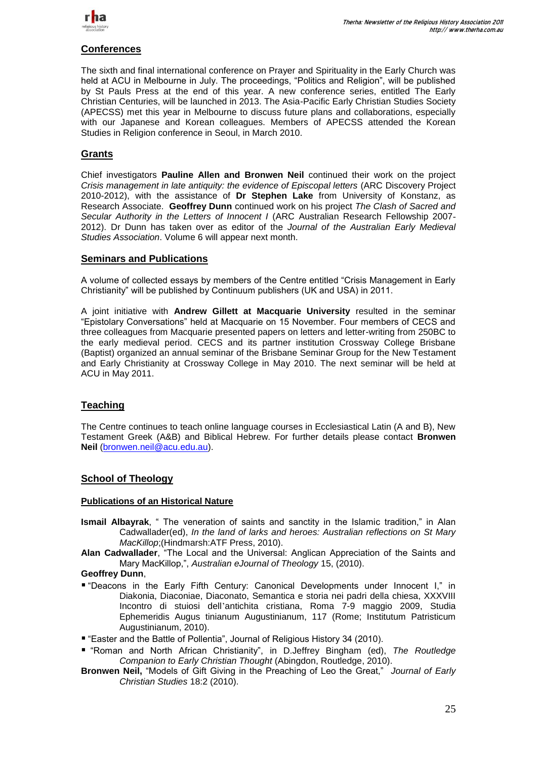## Conferences

The sixth and final international conference on Prayer and Spirituality in the Early Church was held at ACU in Melbourne in July. The proceedings, "Politics and Religion", will be published by St Pauls Press at the end of this year. A new conference series, entitled The Early Christian Centuries, will be launched in 2013. The Asia-Pacific Early Christian Studies Society (APECSS) met this year in Melbourne to discuss future plans and collaborations, especially with our Japanese and Korean colleagues. Members of APECSS attended the Korean Studies in Religion conference in Seoul, in March 2010.

## Grants

Chief investigators **Pauline Allen and Bronwen Neil** continued their work on the project *Crisis management in late antiquity: the evidence of Episcopal letters* (ARC Discovery Project 2010-2012), with the assistance of **Dr Stephen Lake** from University of Konstanz, as Research Associate. **Geoffrey Dunn** continued work on his project *The Clash of Sacred and Secular Authority in the Letters of Innocent I* (ARC Australian Research Fellowship 2007-2012). Dr Dunn has taken over as editor of the *Journal of the Australian Early Medieval Studies Association*. Volume 6 will appear next month.

## Seminars and Publications

A volume of collected essays by members of the Centre entitled "Crisis Management in Early Christianity" will be published by Continuum publishers (UK and USA) in 2011.

A joint initiative with **Andrew Gillett at Macquarie University** resulted in the seminar "Epistolary Conversations" held at Macquarie on 15 November. Four members of CECS and three colleagues from Macquarie presented papers on letters and letter-writing from 250BC to the early medieval period. CECS and its partner institution Crossway College Brisbane (Baptist) organized an annual seminar of the Brisbane Seminar Group for the New Testament and Early Christianity at Crossway College in May 2010. The next seminar will be held at ACU in May 2011.

## Teaching

The Centre continues to teach online language courses in Ecclesiastical Latin (A and B), New Testament Greek (A&B) and Biblical Hebrew. For further details please contact **Bronwen Neil** (bronwen.neil@acu.edu.au).

## School of Theology

### Publications of an Historical Nature

**Ismail Albayrak**, " The veneration of saints and sanctity in the Islamic tradition," in Alan Cadwallader(ed), *In the land of larks and heroes: Australian reflections on St Mary MacKillop*;(Hindmarsh:ATF Press, 2010).

**Alan Cadwallader**, "The Local and the Universal: Anglican Appreciation of the Saints and Mary MacKillop,", *Australian eJournal of Theology* 15, (2010).

**Geoffrey Dunn**,

- "Deacons in the Early Fifth Century: Canonical Developments under Innocent I," in Diakonia, Diaconiae, Diaconato, Semantica e storia nei padri della chiesa, XXXVIII Incontro di stuiosi dell'antichita cristiana, Roma 7-9 maggio 2009, Studia Ephemeridis Augus tinianum Augustinianum, 117 (Rome; Institutum Patristicum Augustinianum, 2010).
- "Easter and the Battle of Pollentia", Journal of Religious History 34 (2010).
- "Roman and North African Christianity", in D.Jeffrey Bingham (ed), *The Routledge Companion to Early Christian Thought* (Abingdon, Routledge, 2010).

**Bronwen Neil,** "Models of Gift Giving in the Preaching of Leo the Great," *Journal of Early Christian Studies* 18:2 (2010).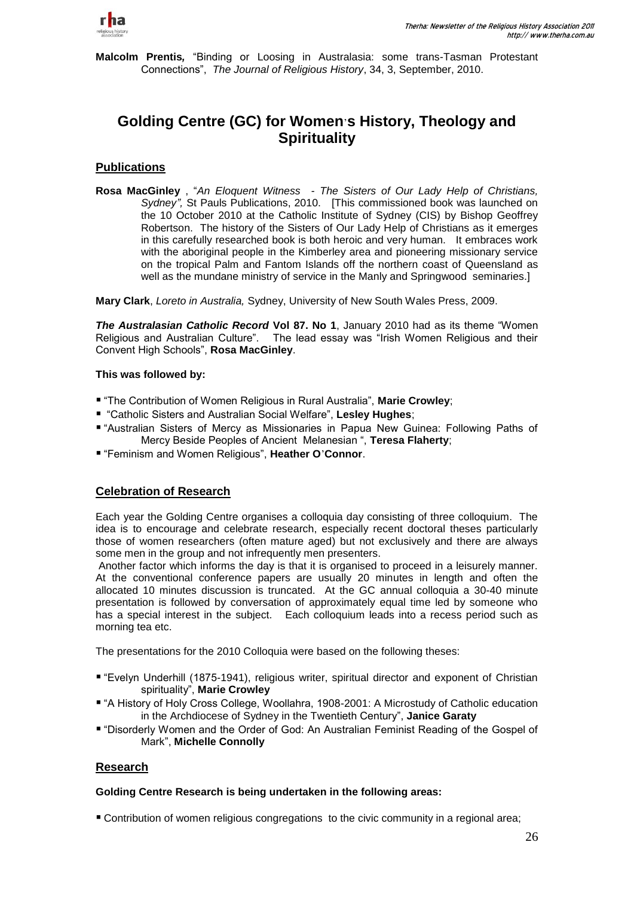**Malcolm Prentis,** "Binding or Loosing in Australasia: some trans-Tasman Protestant Connections", *The Journal of Religious History*, 34, 3, September, 2010.

## Golding Centre (GC) for Women's History, Theology and Spirituality

### Publications

**Rosa MacGinley** , "*An Eloquent Witness - The Sisters of Our Lady Help of Christians, Sydney",* St Pauls Publications, 2010. [This commissioned book was launched on the 10 October 2010 at the Catholic Institute of Sydney (CIS) by Bishop Geoffrey Robertson. The history of the Sisters of Our Lady Help of Christians as it emerges in this carefully researched book is both heroic and very human. It embraces work with the aboriginal people in the Kimberley area and pioneering missionary service on the tropical Palm and Fantom Islands off the northern coast of Queensland as well as the mundane ministry of service in the Manly and Springwood seminaries.]

**Mary Clark**, *Loreto in Australia,* Sydney, University of New South Wales Press, 2009.

***The Australasian Catholic Record* Vol 87. No 1**, January 2010 had as its theme "Women Religious and Australian Culture". The lead essay was "Irish Women Religious and their Convent High Schools", **Rosa MacGinley**.

**This was followed by:**

- "The Contribution of Women Religious in Rural Australia", **Marie Crowley**;
- "Catholic Sisters and Australian Social Welfare", **Lesley Hughes**;
- "Australian Sisters of Mercy as Missionaries in Papua New Guinea: Following Paths of Mercy Beside Peoples of Ancient Melanesian ", **Teresa Flaherty**;
- "Feminism and Women Religious", **Heather O'Connor**.

### Celebration of Research

Each year the Golding Centre organises a colloquia day consisting of three colloquium. The idea is to encourage and celebrate research, especially recent doctoral theses particularly those of women researchers (often mature aged) but not exclusively and there are always some men in the group and not infrequently men presenters.

Another factor which informs the day is that it is organised to proceed in a leisurely manner. At the conventional conference papers are usually 20 minutes in length and often the allocated 10 minutes discussion is truncated. At the GC annual colloquia a 30-40 minute presentation is followed by conversation of approximately equal time led by someone who has a special interest in the subject. Each colloquium leads into a recess period such as morning tea etc.

The presentations for the 2010 Colloquia were based on the following theses:

- "Evelyn Underhill (1875-1941), religious writer, spiritual director and exponent of Christian spirituality", **Marie Crowley**
- "A History of Holy Cross College, Woollahra, 1908-2001: A Microstudy of Catholic education in the Archdiocese of Sydney in the Twentieth Century", **Janice Garaty**
- "Disorderly Women and the Order of God: An Australian Feminist Reading of the Gospel of Mark", **Michelle Connolly**

### Research

**Golding Centre Research is being undertaken in the following areas:**

- Contribution of women religious congregations to the civic community in a regional area;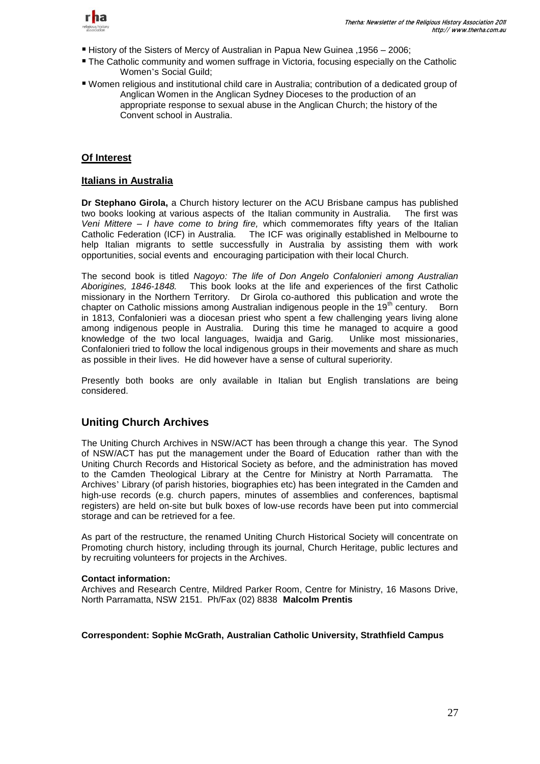- History of the Sisters of Mercy of Australian in Papua New Guinea ,1956 – 2006;
- The Catholic community and women suffrage in Victoria, focusing especially on the Catholic Women's Social Guild;
- Women religious and institutional child care in Australia; contribution of a dedicated group of Anglican Women in the Anglican Sydney Dioceses to the production of an appropriate response to sexual abuse in the Anglican Church; the history of the Convent school in Australia.

## Of Interest

### Italians in Australia

**Dr Stephano Girola,** a Church history lecturer on the ACU Brisbane campus has published two books looking at various aspects of the Italian community in Australia. The first was *Veni Mittere – I have come to bring fire,* which commemorates fifty years of the Italian Catholic Federation (ICF) in Australia. The ICF was originally established in Melbourne to help Italian migrants to settle successfully in Australia by assisting them with work opportunities, social events and encouraging participation with their local Church.

The second book is titled *Nagoyo: The life of Don Angelo Confalonieri among Australian Aborigines, 1846-1848.* This book looks at the life and experiences of the first Catholic missionary in the Northern Territory. Dr Girola co-authored this publication and wrote the chapter on Catholic missions among Australian indigenous people in the 19th century. Born in 1813, Confalonieri was a diocesan priest who spent a few challenging years living alone among indigenous people in Australia. During this time he managed to acquire a good knowledge of the two local languages, Iwaidja and Garig. Unlike most missionaries, Confalonieri tried to follow the local indigenous groups in their movements and share as much as possible in their lives. He did however have a sense of cultural superiority.

Presently both books are only available in Italian but English translations are being considered.

## Uniting Church Archives

The Uniting Church Archives in NSW/ACT has been through a change this year. The Synod of NSW/ACT has put the management under the Board of Education rather than with the Uniting Church Records and Historical Society as before, and the administration has moved to the Camden Theological Library at the Centre for Ministry at North Parramatta. The Archives' Library (of parish histories, biographies etc) has been integrated in the Camden and high-use records (e.g. church papers, minutes of assemblies and conferences, baptismal registers) are held on-site but bulk boxes of low-use records have been put into commercial storage and can be retrieved for a fee.

As part of the restructure, the renamed Uniting Church Historical Society will concentrate on Promoting church history, including through its journal, Church Heritage, public lectures and by recruiting volunteers for projects in the Archives.

**Contact information:**
Archives and Research Centre, Mildred Parker Room, Centre for Ministry, 16 Masons Drive, North Parramatta, NSW 2151. Ph/Fax (02) 8838 **Malcolm Prentis**

**Correspondent: Sophie McGrath, Australian Catholic University, Strathfield Campus**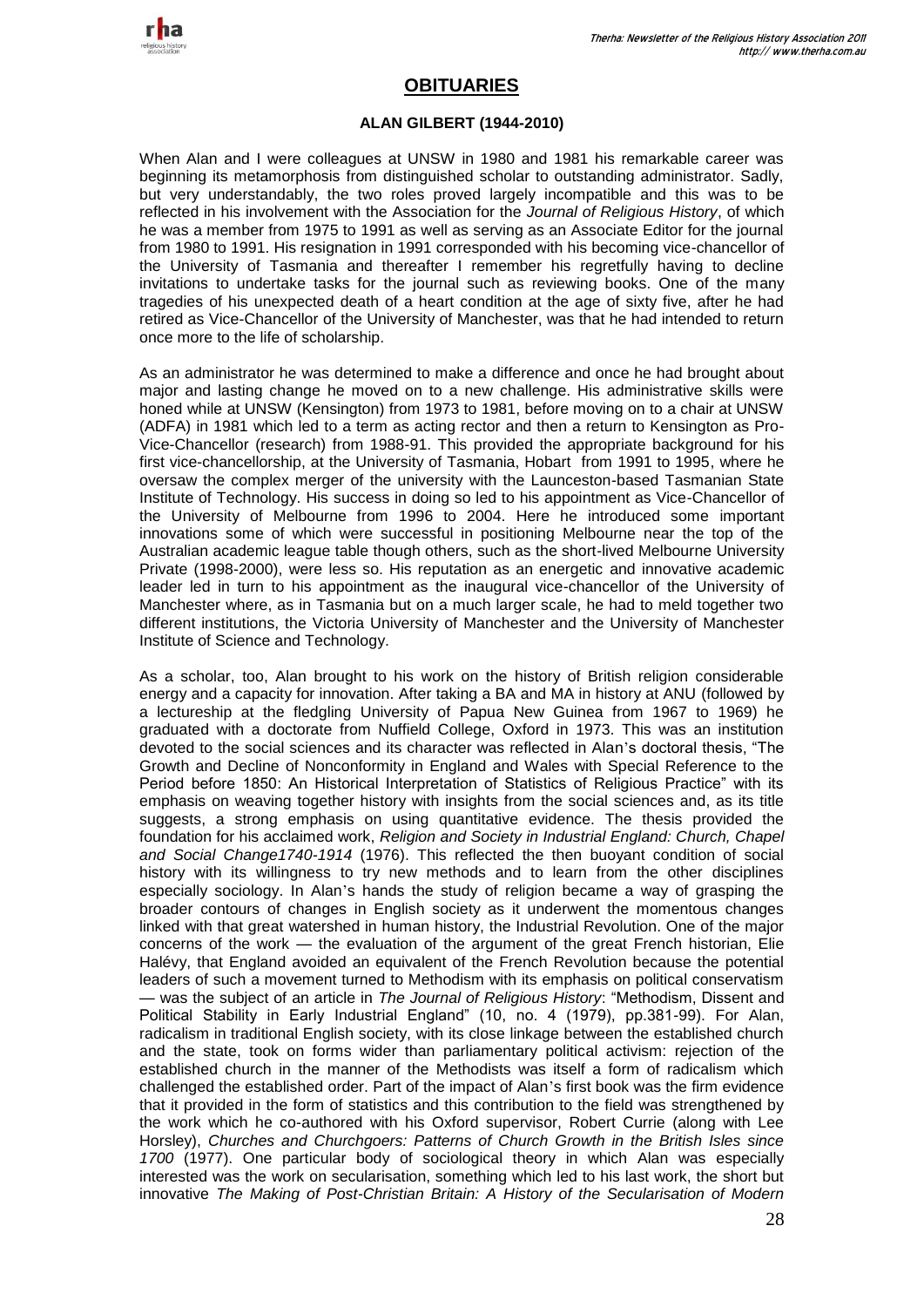# OBITUARIES

## ALAN GILBERT (1944-2010)

When Alan and I were colleagues at UNSW in 1980 and 1981 his remarkable career was beginning its metamorphosis from distinguished scholar to outstanding administrator. Sadly, but very understandably, the two roles proved largely incompatible and this was to be reflected in his involvement with the Association for the *Journal of Religious History*, of which he was a member from 1975 to 1991 as well as serving as an Associate Editor for the journal from 1980 to 1991. His resignation in 1991 corresponded with his becoming vice-chancellor of the University of Tasmania and thereafter I remember his regretfully having to decline invitations to undertake tasks for the journal such as reviewing books. One of the many tragedies of his unexpected death of a heart condition at the age of sixty five, after he had retired as Vice-Chancellor of the University of Manchester, was that he had intended to return once more to the life of scholarship.

As an administrator he was determined to make a difference and once he had brought about major and lasting change he moved on to a new challenge. His administrative skills were honed while at UNSW (Kensington) from 1973 to 1981, before moving on to a chair at UNSW (ADFA) in 1981 which led to a term as acting rector and then a return to Kensington as Pro-Vice-Chancellor (research) from 1988-91. This provided the appropriate background for his first vice-chancellorship, at the University of Tasmania, Hobart from 1991 to 1995, where he oversaw the complex merger of the university with the Launceston-based Tasmanian State Institute of Technology. His success in doing so led to his appointment as Vice-Chancellor of the University of Melbourne from 1996 to 2004. Here he introduced some important innovations some of which were successful in positioning Melbourne near the top of the Australian academic league table though others, such as the short-lived Melbourne University Private (1998-2000), were less so. His reputation as an energetic and innovative academic leader led in turn to his appointment as the inaugural vice-chancellor of the University of Manchester where, as in Tasmania but on a much larger scale, he had to meld together two different institutions, the Victoria University of Manchester and the University of Manchester Institute of Science and Technology.

As a scholar, too, Alan brought to his work on the history of British religion considerable energy and a capacity for innovation. After taking a BA and MA in history at ANU (followed by a lectureship at the fledgling University of Papua New Guinea from 1967 to 1969) he graduated with a doctorate from Nuffield College, Oxford in 1973. This was an institution devoted to the social sciences and its character was reflected in Alan's doctoral thesis, "The Growth and Decline of Nonconformity in England and Wales with Special Reference to the Period before 1850: An Historical Interpretation of Statistics of Religious Practice" with its emphasis on weaving together history with insights from the social sciences and, as its title suggests, a strong emphasis on using quantitative evidence. The thesis provided the foundation for his acclaimed work, *Religion and Society in Industrial England: Church, Chapel and Social Change1740-1914* (1976). This reflected the then buoyant condition of social history with its willingness to try new methods and to learn from the other disciplines especially sociology. In Alan's hands the study of religion became a way of grasping the broader contours of changes in English society as it underwent the momentous changes linked with that great watershed in human history, the Industrial Revolution. One of the major concerns of the work — the evaluation of the argument of the great French historian, Elie Halévy, that England avoided an equivalent of the French Revolution because the potential leaders of such a movement turned to Methodism with its emphasis on political conservatism — was the subject of an article in *The Journal of Religious History*: "Methodism, Dissent and Political Stability in Early Industrial England" (10, no. 4 (1979), pp.381-99). For Alan, radicalism in traditional English society, with its close linkage between the established church and the state, took on forms wider than parliamentary political activism: rejection of the established church in the manner of the Methodists was itself a form of radicalism which challenged the established order. Part of the impact of Alan's first book was the firm evidence that it provided in the form of statistics and this contribution to the field was strengthened by the work which he co-authored with his Oxford supervisor, Robert Currie (along with Lee Horsley), *Churches and Churchgoers: Patterns of Church Growth in the British Isles since 1700* (1977). One particular body of sociological theory in which Alan was especially interested was the work on secularisation, something which led to his last work, the short but innovative *The Making of Post-Christian Britain: A History of the Secularisation of Modern*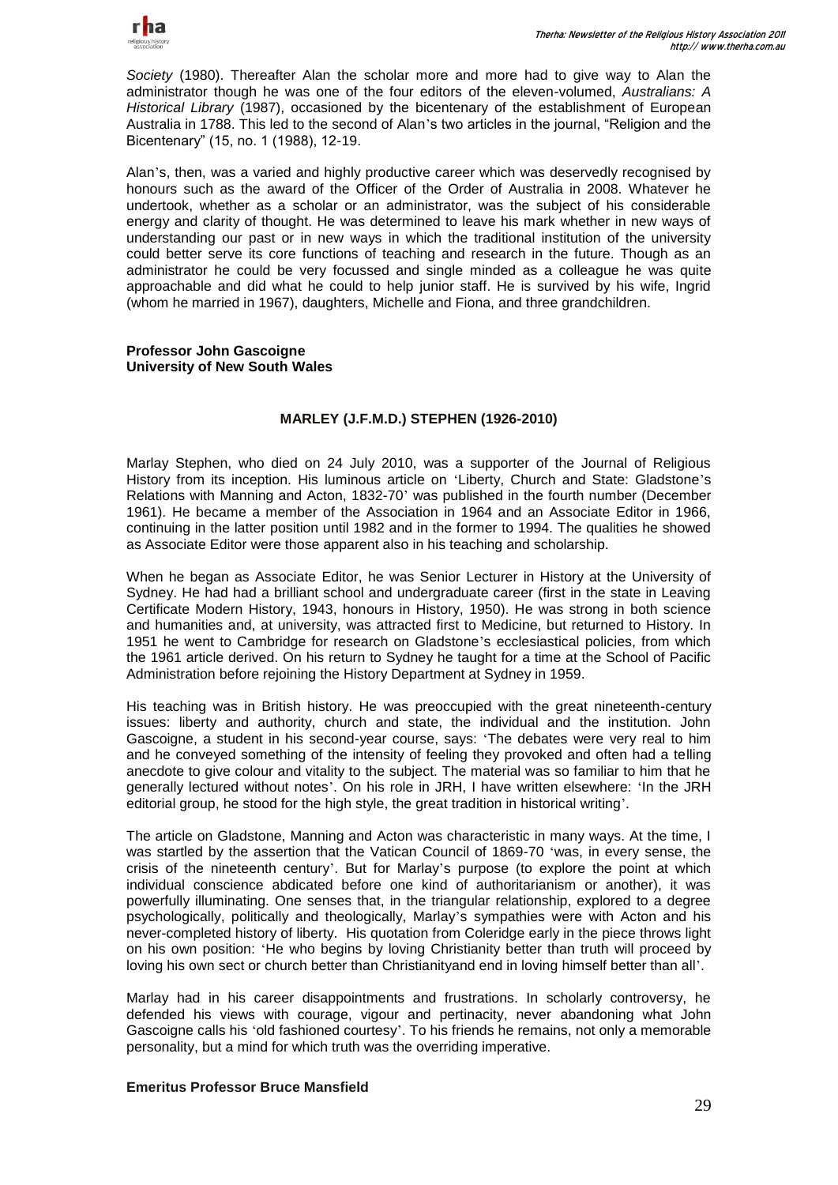*Society* (1980). Thereafter Alan the scholar more and more had to give way to Alan the administrator though he was one of the four editors of the eleven-volumed, *Australians: A Historical Library* (1987), occasioned by the bicentenary of the establishment of European Australia in 1788. This led to the second of Alan's two articles in the journal, "Religion and the Bicentenary" (15, no. 1 (1988), 12-19.

Alan's, then, was a varied and highly productive career which was deservedly recognised by honours such as the award of the Officer of the Order of Australia in 2008. Whatever he undertook, whether as a scholar or an administrator, was the subject of his considerable energy and clarity of thought. He was determined to leave his mark whether in new ways of understanding our past or in new ways in which the traditional institution of the university could better serve its core functions of teaching and research in the future. Though as an administrator he could be very focussed and single minded as a colleague he was quite approachable and did what he could to help junior staff. He is survived by his wife, Ingrid (whom he married in 1967), daughters, Michelle and Fiona, and three grandchildren.

**Professor John Gascoigne**
**University of New South Wales**

## MARLEY (J.F.M.D.) STEPHEN (1926-2010)

Marlay Stephen, who died on 24 July 2010, was a supporter of the Journal of Religious History from its inception. His luminous article on 'Liberty, Church and State: Gladstone's Relations with Manning and Acton, 1832-70' was published in the fourth number (December 1961). He became a member of the Association in 1964 and an Associate Editor in 1966, continuing in the latter position until 1982 and in the former to 1994. The qualities he showed as Associate Editor were those apparent also in his teaching and scholarship.

When he began as Associate Editor, he was Senior Lecturer in History at the University of Sydney. He had had a brilliant school and undergraduate career (first in the state in Leaving Certificate Modern History, 1943, honours in History, 1950). He was strong in both science and humanities and, at university, was attracted first to Medicine, but returned to History. In 1951 he went to Cambridge for research on Gladstone's ecclesiastical policies, from which the 1961 article derived. On his return to Sydney he taught for a time at the School of Pacific Administration before rejoining the History Department at Sydney in 1959.

His teaching was in British history. He was preoccupied with the great nineteenth-century issues: liberty and authority, church and state, the individual and the institution. John Gascoigne, a student in his second-year course, says: 'The debates were very real to him and he conveyed something of the intensity of feeling they provoked and often had a telling anecdote to give colour and vitality to the subject. The material was so familiar to him that he generally lectured without notes'. On his role in JRH, I have written elsewhere: 'In the JRH editorial group, he stood for the high style, the great tradition in historical writing'.

The article on Gladstone, Manning and Acton was characteristic in many ways. At the time, I was startled by the assertion that the Vatican Council of 1869-70 'was, in every sense, the crisis of the nineteenth century'. But for Marlay's purpose (to explore the point at which individual conscience abdicated before one kind of authoritarianism or another), it was powerfully illuminating. One senses that, in the triangular relationship, explored to a degree psychologically, politically and theologically, Marlay's sympathies were with Acton and his never-completed history of liberty. His quotation from Coleridge early in the piece throws light on his own position: 'He who begins by loving Christianity better than truth will proceed by loving his own sect or church better than Christianityand end in loving himself better than all'.

Marlay had in his career disappointments and frustrations. In scholarly controversy, he defended his views with courage, vigour and pertinacity, never abandoning what John Gascoigne calls his 'old fashioned courtesy'. To his friends he remains, not only a memorable personality, but a mind for which truth was the overriding imperative.

**Emeritus Professor Bruce Mansfield**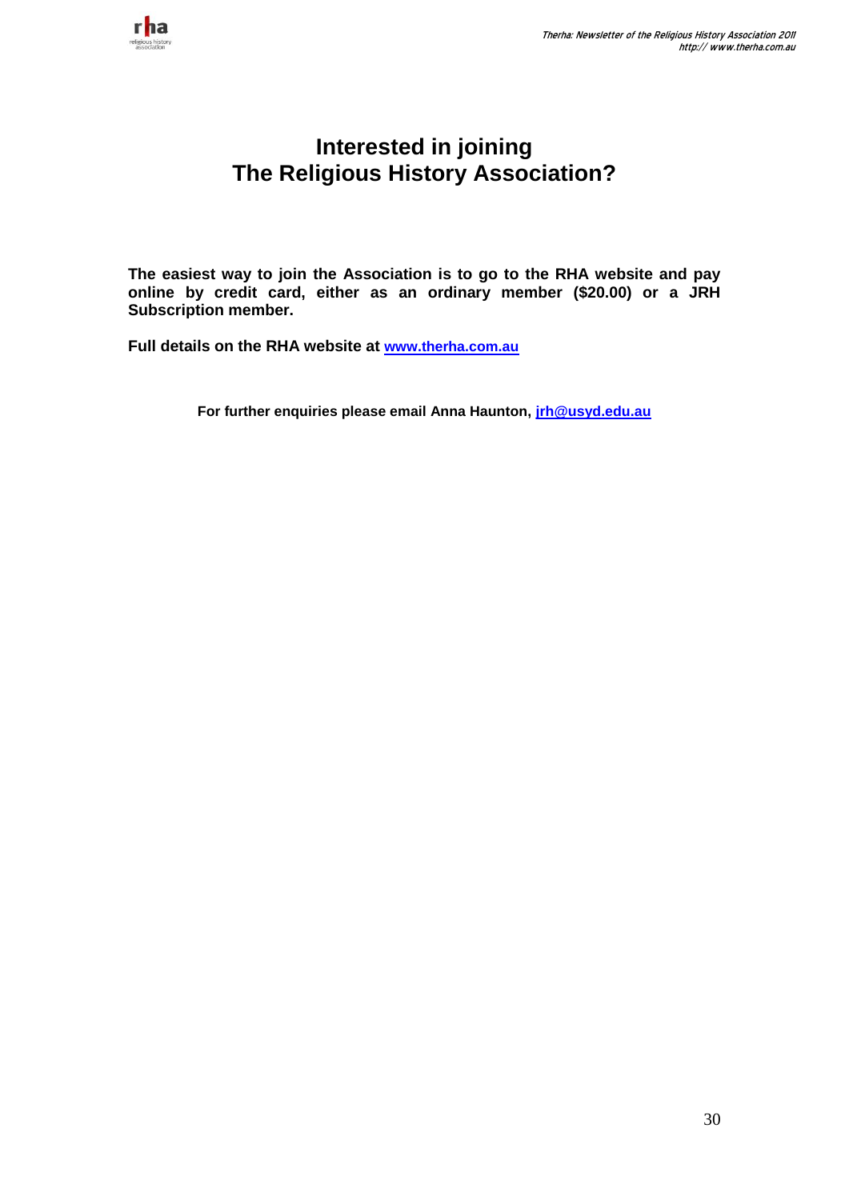# Interested in joining The Religious History Association?

**The easiest way to join the Association is to go to the RHA website and pay online by credit card, either as an ordinary member ($20.00) or a JRH Subscription member.**

**Full details on the RHA website at [www.therha.com.au](http://www.therha.com.au)**

**For further enquiries please email Anna Haunton, [jrh@usyd.edu.au](mailto:jrh@usyd.edu.au)**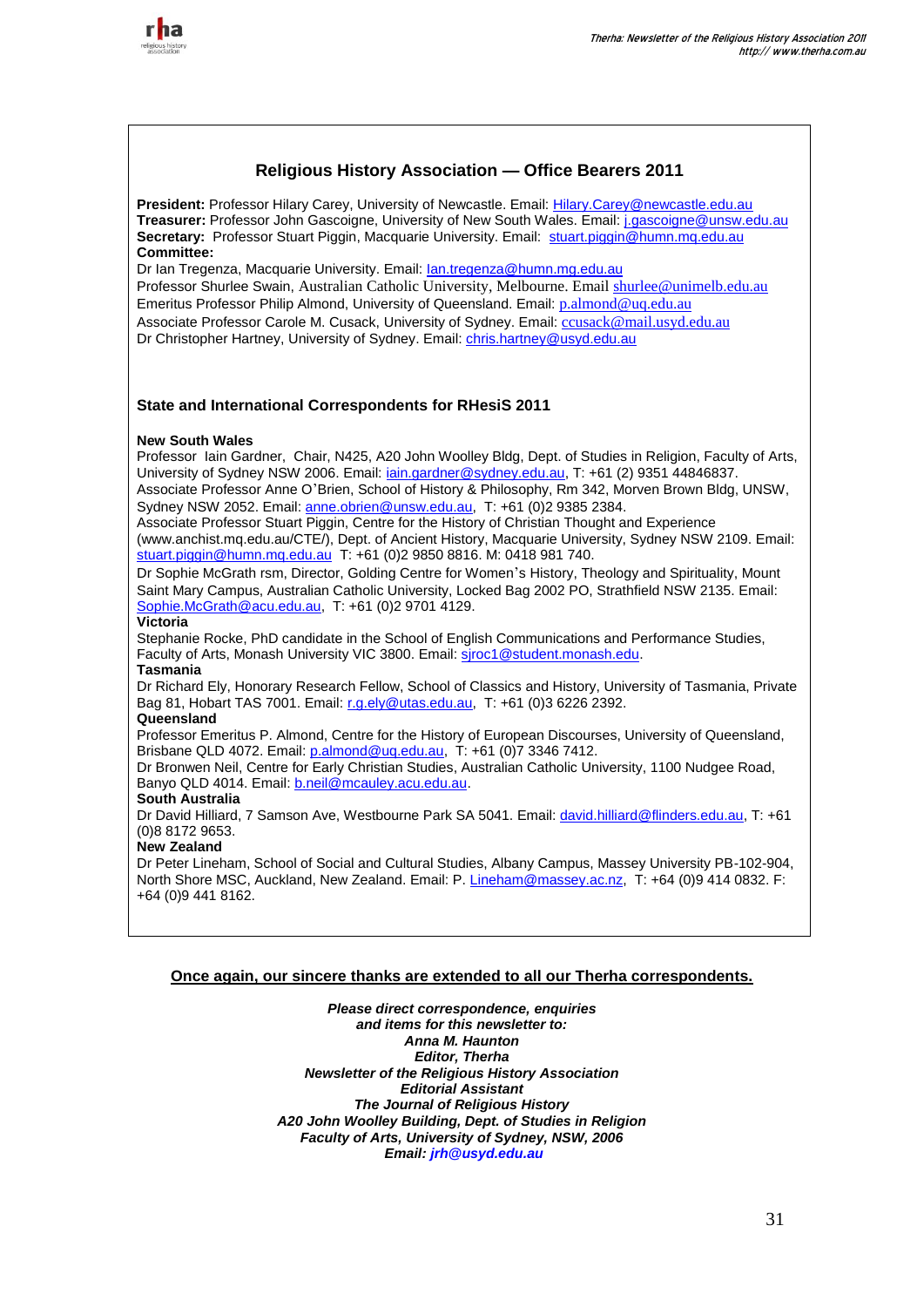## Religious History Association — Office Bearers 2011

**President:** Professor Hilary Carey, University of Newcastle. Email: Hilary.Carey@newcastle.edu.au
**Treasurer:** Professor John Gascoigne, University of New South Wales. Email: j.gascoigne@unsw.edu.au
**Secretary:** Professor Stuart Piggin, Macquarie University. Email: stuart.piggin@humn.mq.edu.au
**Committee:**
Dr Ian Tregenza, Macquarie University. Email: Ian.tregenza@humn.mq.edu.au
Professor Shurlee Swain, Australian Catholic University, Melbourne. Email shurlee@unimelb.edu.au
Emeritus Professor Philip Almond, University of Queensland. Email: p.almond@uq.edu.au
Associate Professor Carole M. Cusack, University of Sydney. Email: ccusack@mail.usyd.edu.au
Dr Christopher Hartney, University of Sydney. Email: chris.hartney@usyd.edu.au

### State and International Correspondents for RHesiS 2011

**New South Wales**
Professor Iain Gardner, Chair, N425, A20 John Woolley Bldg, Dept. of Studies in Religion, Faculty of Arts, University of Sydney NSW 2006. Email: iain.gardner@sydney.edu.au, T: +61 (2) 9351 44846837.
Associate Professor Anne O'Brien, School of History & Philosophy, Rm 342, Morven Brown Bldg, UNSW, Sydney NSW 2052. Email: anne.obrien@unsw.edu.au, T: +61 (0)2 9385 2384.
Associate Professor Stuart Piggin, Centre for the History of Christian Thought and Experience (www.anchist.mq.edu.au/CTE/), Dept. of Ancient History, Macquarie University, Sydney NSW 2109. Email: stuart.piggin@humn.mq.edu.au T: +61 (0)2 9850 8816. M: 0418 981 740.
Dr Sophie McGrath rsm, Director, Golding Centre for Women's History, Theology and Spirituality, Mount Saint Mary Campus, Australian Catholic University, Locked Bag 2002 PO, Strathfield NSW 2135. Email: Sophie.McGrath@acu.edu.au, T: +61 (0)2 9701 4129.
**Victoria**
Stephanie Rocke, PhD candidate in the School of English Communications and Performance Studies, Faculty of Arts, Monash University VIC 3800. Email: sjroc1@student.monash.edu.
**Tasmania**
Dr Richard Ely, Honorary Research Fellow, School of Classics and History, University of Tasmania, Private Bag 81, Hobart TAS 7001. Email: r.g.ely@utas.edu.au, T: +61 (0)3 6226 2392.
**Queensland**
Professor Emeritus P. Almond, Centre for the History of European Discourses, University of Queensland, Brisbane QLD 4072. Email: p.almond@uq.edu.au, T: +61 (0)7 3346 7412.
Dr Bronwen Neil, Centre for Early Christian Studies, Australian Catholic University, 1100 Nudgee Road, Banyo QLD 4014. Email: b.neil@mcauley.acu.edu.au.
**South Australia**
Dr David Hilliard, 7 Samson Ave, Westbourne Park SA 5041. Email: david.hilliard@flinders.edu.au, T: +61 (0)8 8172 9653.
**New Zealand**
Dr Peter Lineham, School of Social and Cultural Studies, Albany Campus, Massey University PB-102-904, North Shore MSC, Auckland, New Zealand. Email: P. Lineham@massey.ac.nz, T: +64 (0)9 414 0832. F: +64 (0)9 441 8162.

**Once again, our sincere thanks are extended to all our Therha correspondents.**

***Please direct correspondence, enquiries and items for this newsletter to:***
***Anna M. Haunton***
***Editor, Therha***
***Newsletter of the Religious History Association***
***Editorial Assistant***
***The Journal of Religious History***
***A20 John Woolley Building, Dept. of Studies in Religion***
***Faculty of Arts, University of Sydney, NSW, 2006***
***Email: jrh@usyd.edu.au***